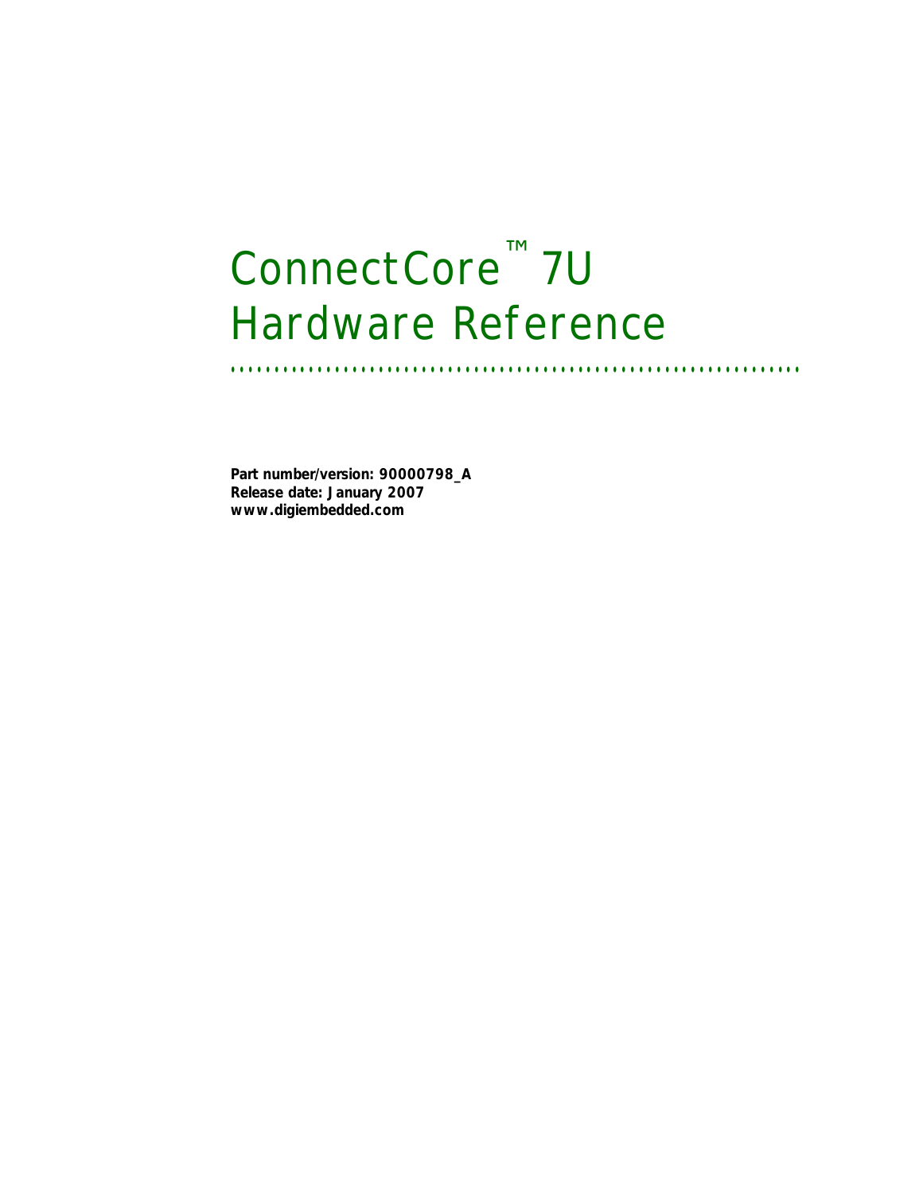# ConnectCore™ 7U Hardware Reference

**Part number/version: 90000798_A**
**Release date: January 2007**
**www.digiembedded.com**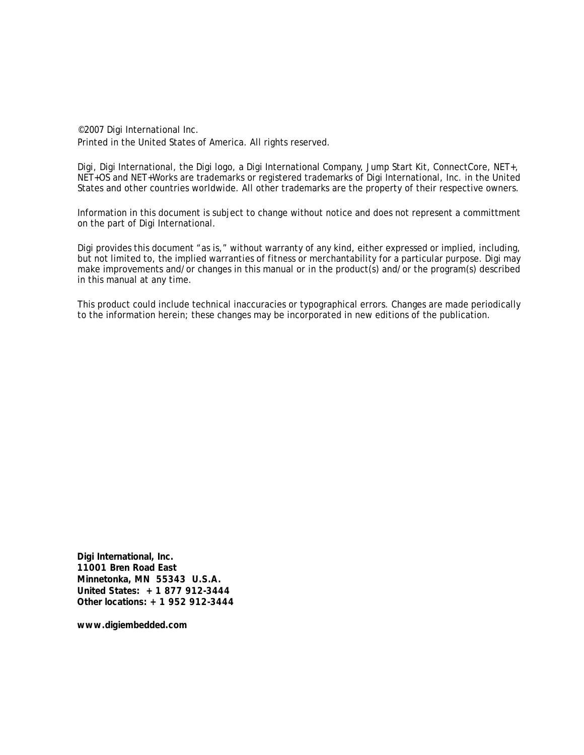©2007 Digi International Inc.
Printed in the United States of America. All rights reserved.

Digi, Digi International, the Digi logo, a Digi International Company, Jump Start Kit, ConnectCore, NET+, NET+OS and NET+Works are trademarks or registered trademarks of Digi International, Inc. in the United States and other countries worldwide. All other trademarks are the property of their respective owners.

Information in this document is subject to change without notice and does not represent a committment on the part of Digi International.

Digi provides this document "as is," without warranty of any kind, either expressed or implied, including, but not limited to, the implied warranties of fitness or merchantability for a particular purpose. Digi may make improvements and/or changes in this manual or in the product(s) and/or the program(s) described in this manual at any time.

This product could include technical inaccuracies or typographical errors. Changes are made periodically to the information herein; these changes may be incorporated in new editions of the publication.

**Digi International, Inc.**
**11001 Bren Road East**
**Minnetonka, MN 55343 U.S.A.**
**United States: + 1 877 912-3444**
**Other locations: + 1 952 912-3444**

**www.digiembedded.com**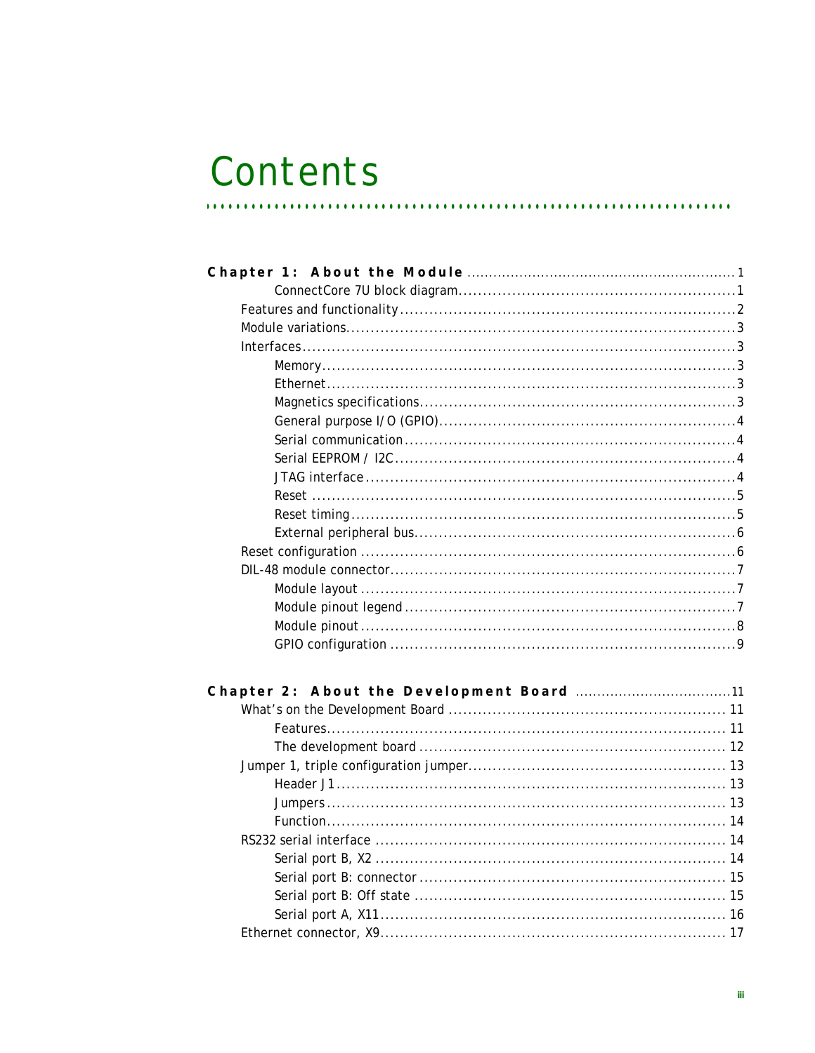# Contents

**Chapter 1: About the Module** ........................................................ 1

- ConnectCore 7U block diagram........................................................1
- Features and functionality........................................................2
- Module variations........................................................3
- Interfaces........................................................3
  - Memory........................................................3
  - Ethernet........................................................3
  - Magnetics specifications........................................................3
  - General purpose I/O (GPIO)........................................................4
  - Serial communication........................................................4
  - Serial EEPROM / I2C........................................................4
  - JTAG interface........................................................4
  - Reset ........................................................5
  - Reset timing........................................................5
  - External peripheral bus........................................................6
- Reset configuration ........................................................6
- DIL-48 module connector........................................................7
  - Module layout ........................................................7
  - Module pinout legend ........................................................7
  - Module pinout ........................................................8
  - GPIO configuration ........................................................9

**Chapter 2: About the Development Board** ........................................................11

- What's on the Development Board ........................................................ 11
  - Features........................................................ 11
  - The development board ........................................................ 12
- Jumper 1, triple configuration jumper........................................................ 13
  - Header J1........................................................ 13
  - Jumpers........................................................ 13
  - Function........................................................ 14
- RS232 serial interface ........................................................ 14
  - Serial port B, X2 ........................................................ 14
  - Serial port B: connector ........................................................ 15
  - Serial port B: Off state ........................................................ 15
  - Serial port A, X11........................................................ 16
- Ethernet connector, X9........................................................ 17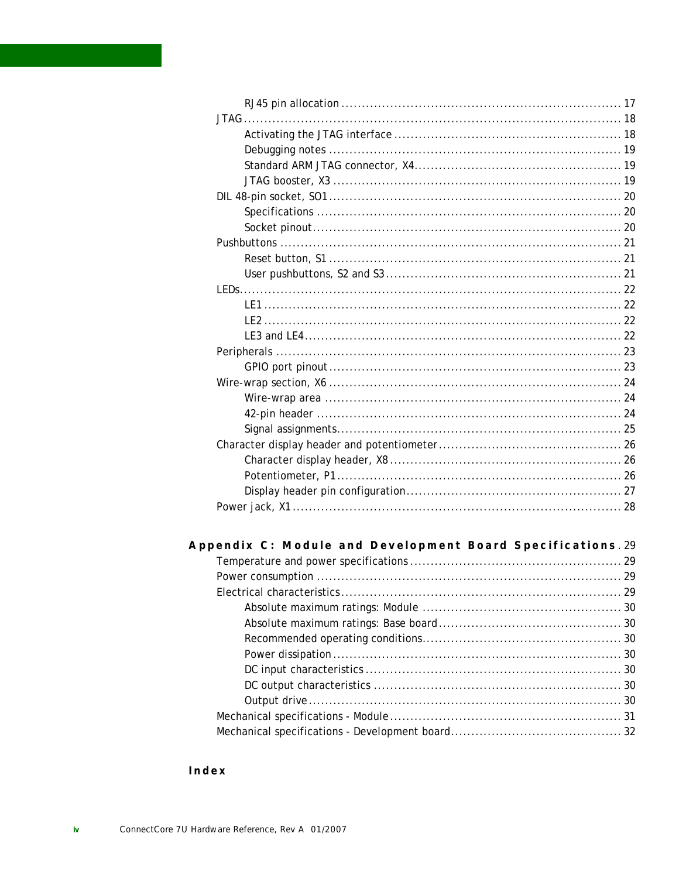- RJ45 pin allocation ..................................................................... 17
- JTAG............................................................................................. 18
  - Activating the JTAG interface ....................................................... 18
  - Debugging notes ....................................................................... 19
  - Standard ARM JTAG connector, X4.................................................. 19
  - JTAG booster, X3 ...................................................................... 19
- DIL 48-pin socket, SO1....................................................................... 20
  - Specifications .......................................................................... 20
  - Socket pinout........................................................................... 20
- Pushbuttons .................................................................................... 21
  - Reset button, S1 ....................................................................... 21
  - User pushbuttons, S2 and S3......................................................... 21
- LEDs............................................................................................... 22
  - LE1 ....................................................................................... 22
  - LE2 ....................................................................................... 22
  - LE3 and LE4............................................................................. 22
- Peripherals .................................................................................... 23
  - GPIO port pinout....................................................................... 23
- Wire-wrap section, X6 ....................................................................... 24
  - Wire-wrap area ........................................................................ 24
  - 42-pin header .......................................................................... 24
  - Signal assignments..................................................................... 25
- Character display header and potentiometer ............................................ 26
  - Character display header, X8......................................................... 26
  - Potentiometer, P1...................................................................... 26
  - Display header pin configuration..................................................... 27
- Power jack, X1................................................................................ 28

**Appendix C: Module and Development Board Specifications** . 29

- Temperature and power specifications ................................................... 29
- Power consumption .......................................................................... 29
- Electrical characteristics.................................................................... 29
  - Absolute maximum ratings: Module ................................................ 30
  - Absolute maximum ratings: Base board............................................ 30
  - Recommended operating conditions................................................ 30
  - Power dissipation ...................................................................... 30
  - DC input characteristics .............................................................. 30
  - DC output characteristics ............................................................ 30
  - Output drive ............................................................................ 30
- Mechanical specifications - Module ........................................................ 31
- Mechanical specifications - Development board......................................... 32

**Index**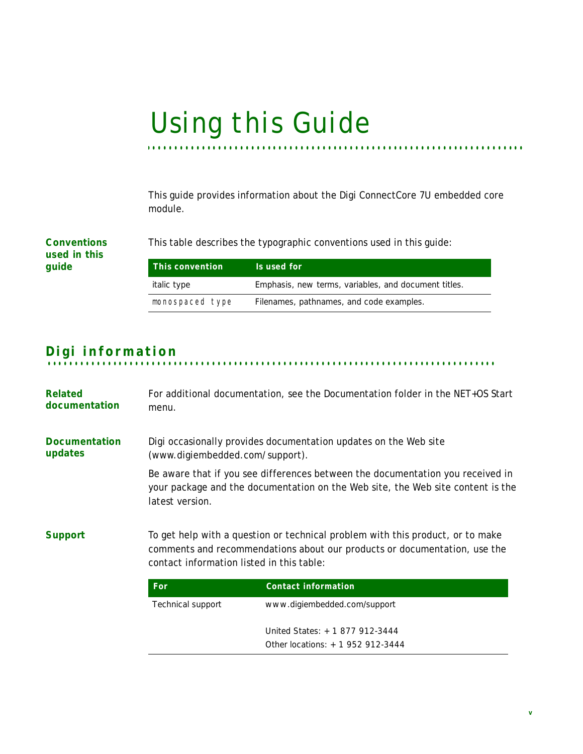# Using this Guide

This guide provides information about the Digi ConnectCore 7U embedded core module.

### Conventions used in this guide

This table describes the typographic conventions used in this guide:

| This convention | Is used for |
|---|---|
| *italic type* | Emphasis, new terms, variables, and document titles. |
| `monospaced type` | Filenames, pathnames, and code examples. |

## Digi information

### Related documentation

For additional documentation, see the Documentation folder in the NET+OS Start menu.

### Documentation updates

Digi occasionally provides documentation updates on the Web site (www.digiembedded.com/support).

Be aware that if you see differences between the documentation you received in your package and the documentation on the Web site, the Web site content is the latest version.

### Support

To get help with a question or technical problem with this product, or to make comments and recommendations about our products or documentation, use the contact information listed in this table:

| For | Contact information |
|---|---|
| Technical support | www.digiembedded.com/support<br><br>United States: + 1 877 912-3444<br>Other locations: + 1 952 912-3444 |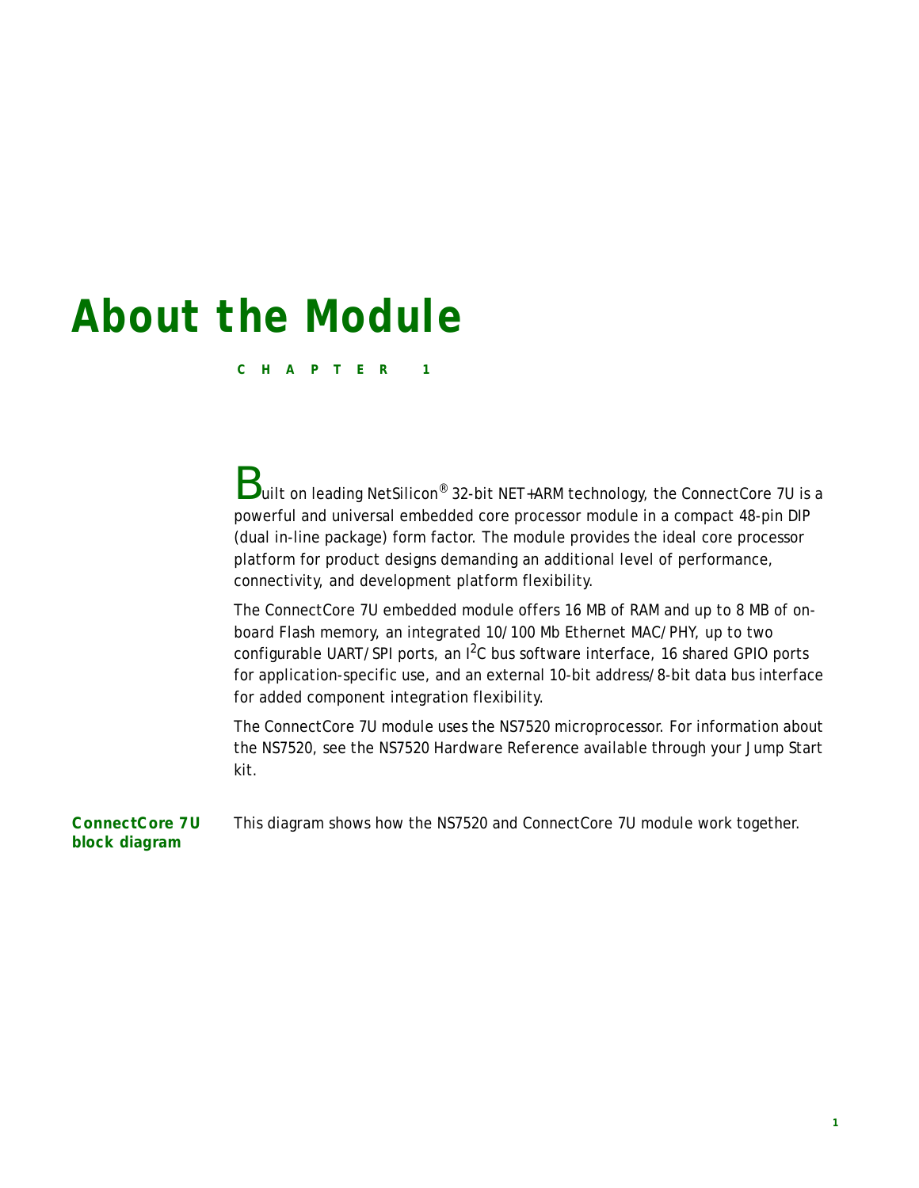# About the Module

**CHAPTER 1**

Built on leading NetSilicon® 32-bit NET+ARM technology, the ConnectCore 7U is a powerful and universal embedded core processor module in a compact 48-pin DIP (dual in-line package) form factor. The module provides the ideal core processor platform for product designs demanding an additional level of performance, connectivity, and development platform flexibility.

The ConnectCore 7U embedded module offers 16 MB of RAM and up to 8 MB of on-board Flash memory, an integrated 10/100 Mb Ethernet MAC/PHY, up to two configurable UART/SPI ports, an $I^2C$ bus software interface, 16 shared GPIO ports for application-specific use, and an external 10-bit address/8-bit data bus interface for added component integration flexibility.

The ConnectCore 7U module uses the NS7520 microprocessor. For information about the NS7520, see the NS7520 Hardware Reference available through your Jump Start kit.

## ConnectCore 7U block diagram

This diagram shows how the NS7520 and ConnectCore 7U module work together.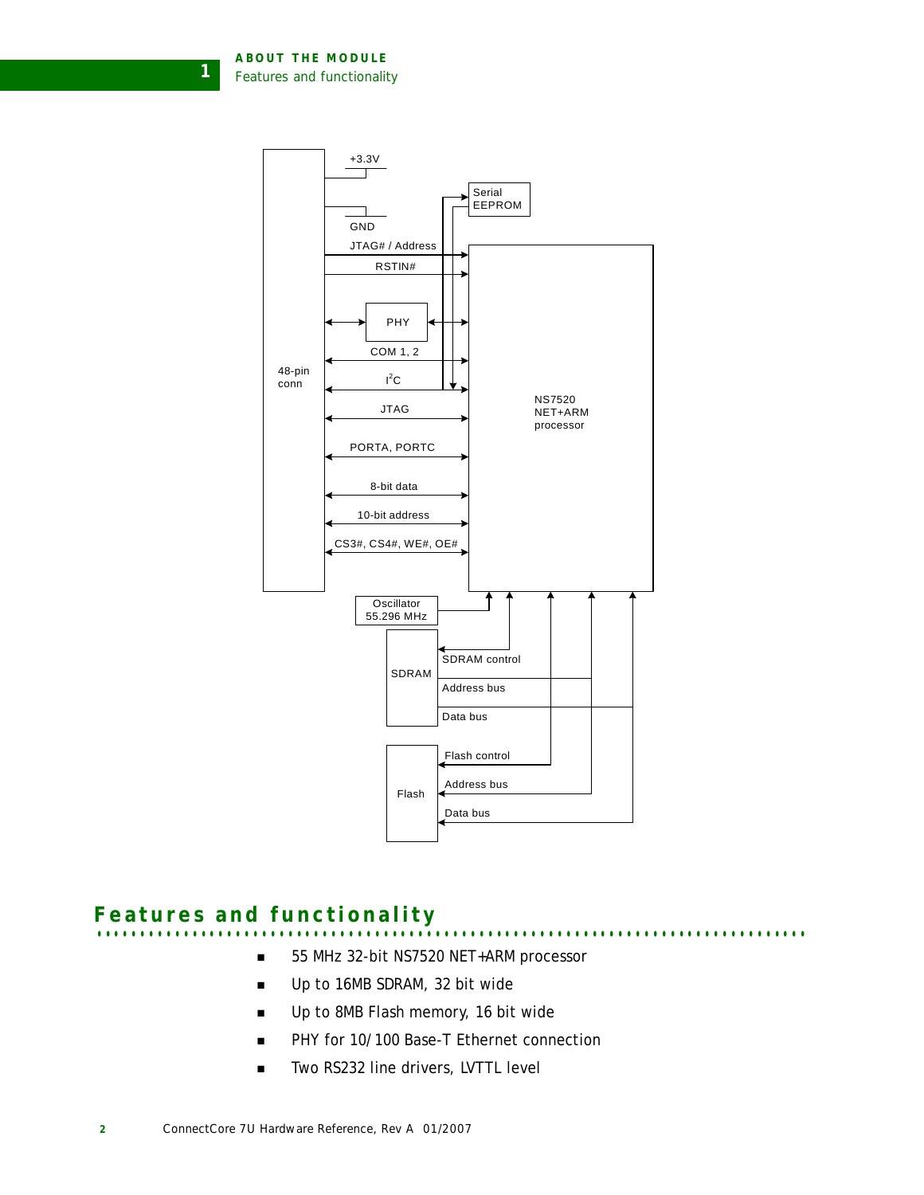+3.3V

Serial EEPROM

GND

JTAG# / Address

RSTIN#

PHY

COM 1, 2

48-pin conn

$I^2C$

NS7520 NET+ARM processor

JTAG

PORTA, PORTC

8-bit data

10-bit address

CS3#, CS4#, WE#, OE#

Oscillator 55.296 MHz

SDRAM

SDRAM control

Address bus

Data bus

Flash

Flash control

Address bus

Data bus

## Features and functionality

- 55 MHz 32-bit NS7520 NET+ARM processor
- Up to 16MB SDRAM, 32 bit wide
- Up to 8MB Flash memory, 16 bit wide
- PHY for 10/100 Base-T Ethernet connection
- Two RS232 line drivers, LVTTL level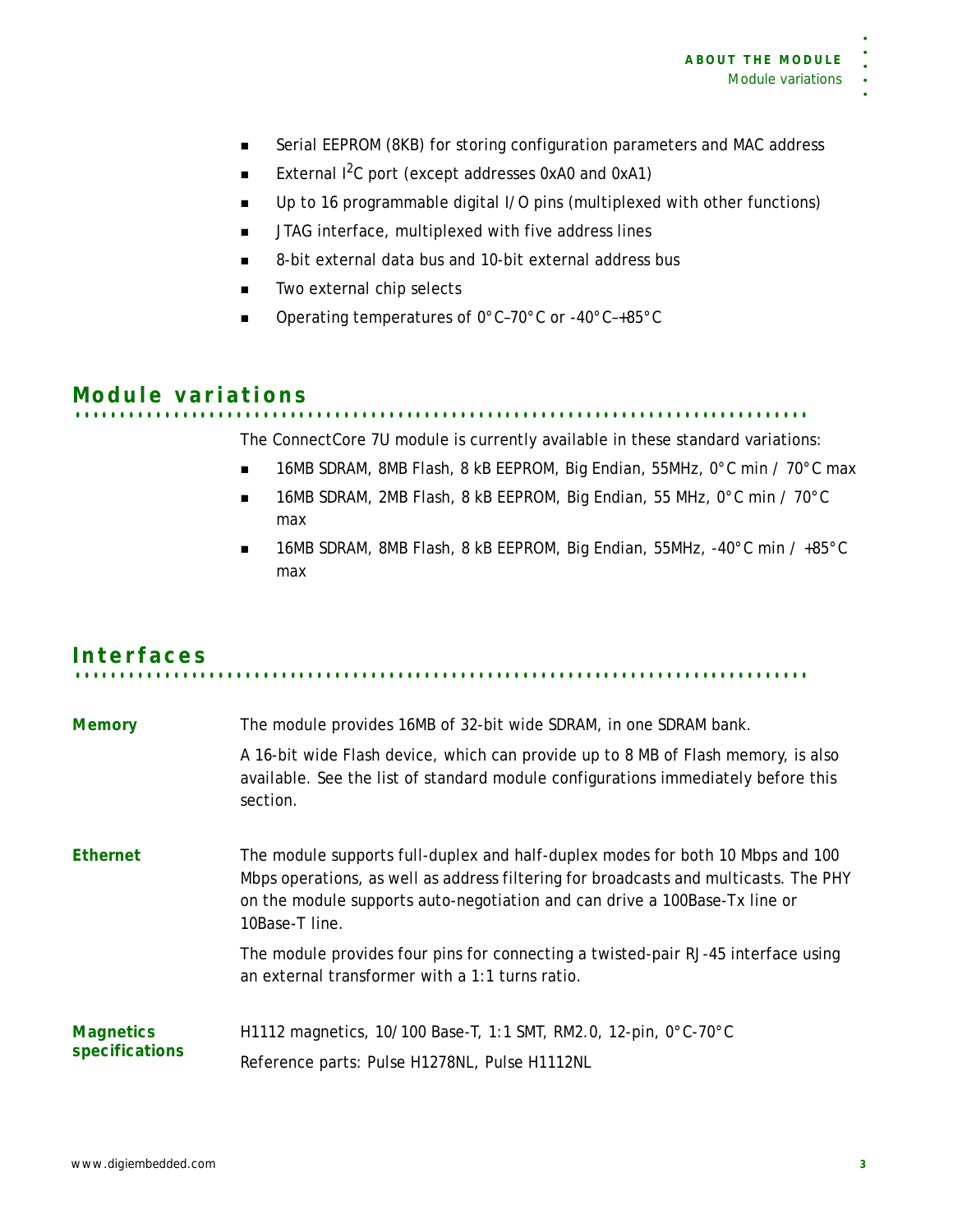- Serial EEPROM (8KB) for storing configuration parameters and MAC address
- External $I^2C$ port (except addresses 0xA0 and 0xA1)
- Up to 16 programmable digital I/O pins (multiplexed with other functions)
- JTAG interface, multiplexed with five address lines
- 8-bit external data bus and 10-bit external address bus
- Two external chip selects
- Operating temperatures of 0°C–70°C or -40°C–+85°C

## Module variations

The ConnectCore 7U module is currently available in these standard variations:

- 16MB SDRAM, 8MB Flash, 8 kB EEPROM, Big Endian, 55MHz, 0°C min / 70°C max
- 16MB SDRAM, 2MB Flash, 8 kB EEPROM, Big Endian, 55 MHz, 0°C min / 70°C max
- 16MB SDRAM, 8MB Flash, 8 kB EEPROM, Big Endian, 55MHz, -40°C min / +85°C max

## Interfaces

**Memory**

The module provides 16MB of 32-bit wide SDRAM, in one SDRAM bank.

A 16-bit wide Flash device, which can provide up to 8 MB of Flash memory, is also available. See the list of standard module configurations immediately before this section.

**Ethernet**

The module supports full-duplex and half-duplex modes for both 10 Mbps and 100 Mbps operations, as well as address filtering for broadcasts and multicasts. The PHY on the module supports auto-negotiation and can drive a 100Base-Tx line or 10Base-T line.

The module provides four pins for connecting a twisted-pair RJ-45 interface using an external transformer with a 1:1 turns ratio.

**Magnetics specifications**

H1112 magnetics, 10/100 Base-T, 1:1 SMT, RM2.0, 12-pin, 0°C-70°C

Reference parts: Pulse H1278NL, Pulse H1112NL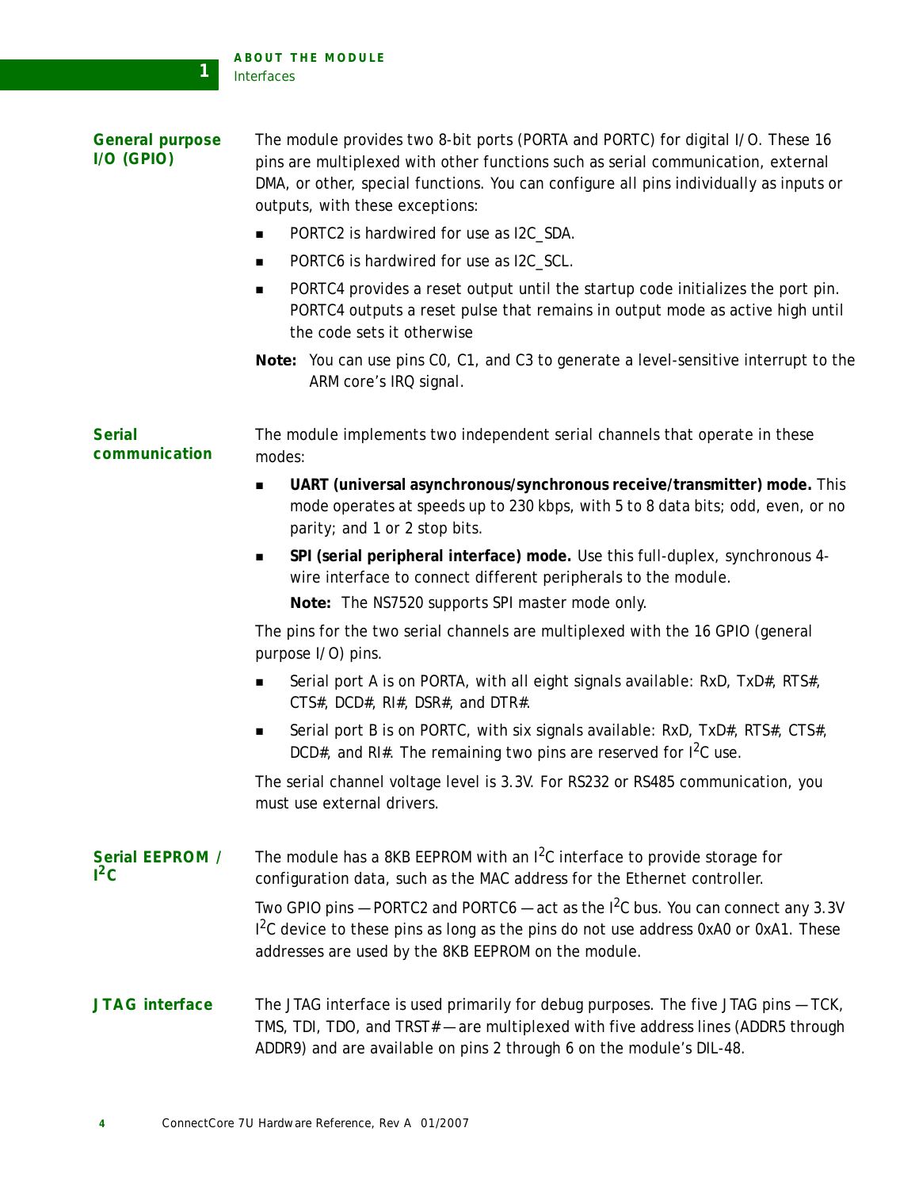### General purpose I/O (GPIO)

The module provides two 8-bit ports (PORTA and PORTC) for digital I/O. These 16 pins are multiplexed with other functions such as serial communication, external DMA, or other, special functions. You can configure all pins individually as inputs or outputs, with these exceptions:

- PORTC2 is hardwired for use as I2C_SDA.
- PORTC6 is hardwired for use as I2C_SCL.
- PORTC4 provides a reset output until the startup code initializes the port pin. PORTC4 outputs a reset pulse that remains in output mode as active high until the code sets it otherwise

**Note:** You can use pins C0, C1, and C3 to generate a level-sensitive interrupt to the ARM core's IRQ signal.

### Serial communication

The module implements two independent serial channels that operate in these modes:

- **UART (universal asynchronous/synchronous receive/transmitter) mode.** This mode operates at speeds up to 230 kbps, with 5 to 8 data bits; odd, even, or no parity; and 1 or 2 stop bits.
- **SPI (serial peripheral interface) mode.** Use this full-duplex, synchronous 4-wire interface to connect different peripherals to the module.

  **Note:** The NS7520 supports SPI master mode only.

The pins for the two serial channels are multiplexed with the 16 GPIO (general purpose I/O) pins.

- Serial port A is on PORTA, with all eight signals available: RxD, TxD#, RTS#, CTS#, DCD#, RI#, DSR#, and DTR#.
- Serial port B is on PORTC, with six signals available: RxD, TxD#, RTS#, CTS#, DCD#, and RI#. The remaining two pins are reserved for I$^2$C use.

The serial channel voltage level is 3.3V. For RS232 or RS485 communication, you must use external drivers.

### Serial EEPROM / I$^2$C

The module has a 8KB EEPROM with an I$^2$C interface to provide storage for configuration data, such as the MAC address for the Ethernet controller.

Two GPIO pins — PORTC2 and PORTC6 — act as the I$^2$C bus. You can connect any 3.3V I$^2$C device to these pins as long as the pins do not use address 0xA0 or 0xA1. These addresses are used by the 8KB EEPROM on the module.

### JTAG interface

The JTAG interface is used primarily for debug purposes. The five JTAG pins — TCK, TMS, TDI, TDO, and TRST# — are multiplexed with five address lines (ADDR5 through ADDR9) and are available on pins 2 through 6 on the module's DIL-48.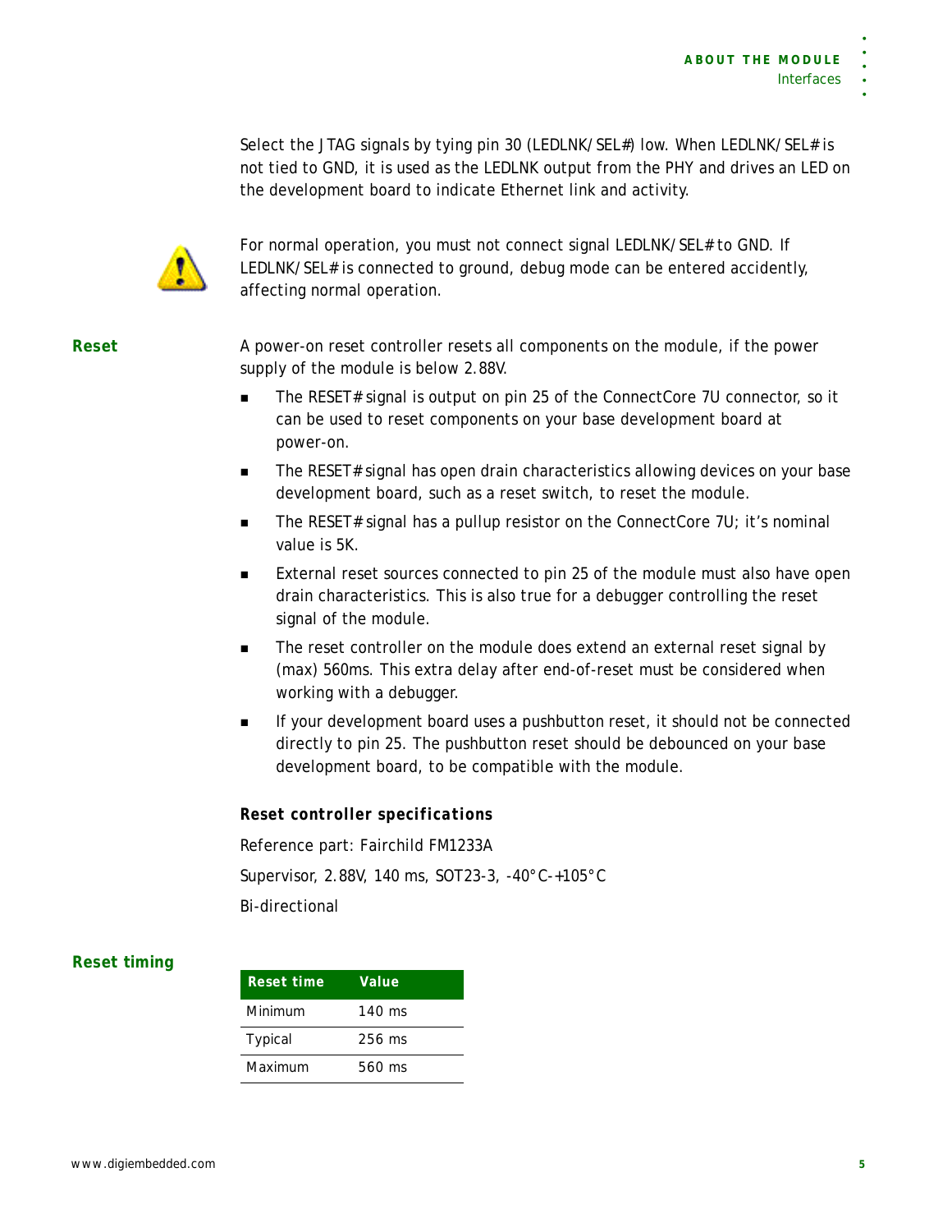Select the JTAG signals by tying pin 30 (LEDLNK/SEL#) low. When LEDLNK/SEL# is not tied to GND, it is used as the LEDLNK output from the PHY and drives an LED on the development board to indicate Ethernet link and activity.

For normal operation, you must not connect signal LEDLNK/SEL# to GND. If LEDLNK/SEL# is connected to ground, debug mode can be entered accidently, affecting normal operation.

## Reset

A power-on reset controller resets all components on the module, if the power supply of the module is below 2.88V.

- The RESET# signal is output on pin 25 of the ConnectCore 7U connector, so it can be used to reset components on your base development board at power-on.
- The RESET# signal has open drain characteristics allowing devices on your base development board, such as a reset switch, to reset the module.
- The RESET# signal has a pullup resistor on the ConnectCore 7U; it's nominal value is 5K.
- External reset sources connected to pin 25 of the module must also have open drain characteristics. This is also true for a debugger controlling the reset signal of the module.
- The reset controller on the module does extend an external reset signal by (max) 560ms. This extra delay after end-of-reset must be considered when working with a debugger.
- If your development board uses a pushbutton reset, it should not be connected directly to pin 25. The pushbutton reset should be debounced on your base development board, to be compatible with the module.

### Reset controller specifications

Reference part: Fairchild FM1233A

Supervisor, 2.88V, 140 ms, SOT23-3, -40°C-+105°C

Bi-directional

## Reset timing

| Reset time | Value |
|---|---|
| Minimum | 140 ms |
| Typical | 256 ms |
| Maximum | 560 ms |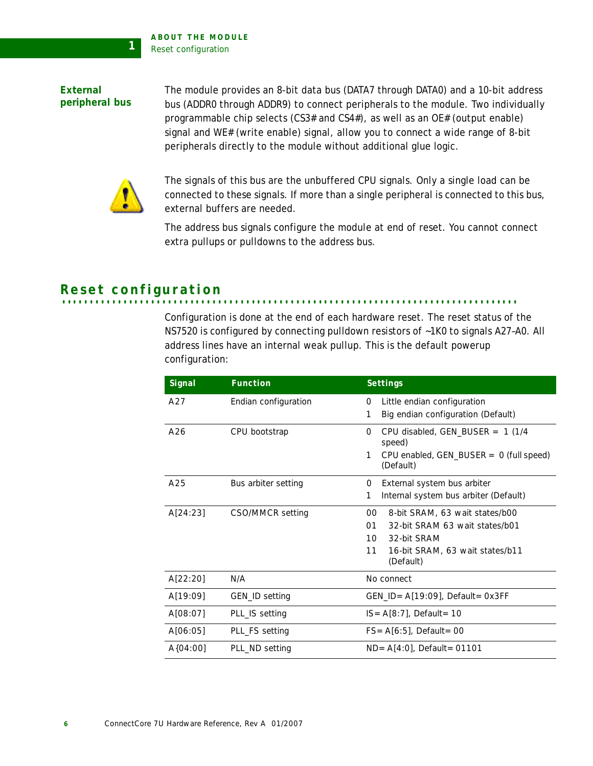### External peripheral bus

The module provides an 8-bit data bus (DATA7 through DATA0) and a 10-bit address bus (ADDR0 through ADDR9) to connect peripherals to the module. Two individually programmable chip selects (CS3# and CS4#), as well as an OE# (output enable) signal and WE# (write enable) signal, allow you to connect a wide range of 8-bit peripherals directly to the module without additional glue logic.

The signals of this bus are the unbuffered CPU signals. Only a single load can be connected to these signals. If more than a single peripheral is connected to this bus, external buffers are needed.

The address bus signals configure the module at end of reset. You cannot connect extra pullups or pulldowns to the address bus.

## Reset configuration

Configuration is done at the end of each hardware reset. The reset status of the NS7520 is configured by connecting pulldown resistors of ~1K0 to signals A27–A0. All address lines have an internal weak pullup. This is the default powerup configuration:

| Signal | Function | Settings |
|---|---|---|
| A27 | Endian configuration | 0 Little endian configuration<br>1 Big endian configuration (Default) |
| A26 | CPU bootstrap | 0 CPU disabled, GEN_BUSER = 1 (1/4 speed)<br>1 CPU enabled, GEN_BUSER = 0 (full speed) (Default) |
| A25 | Bus arbiter setting | 0 External system bus arbiter<br>1 Internal system bus arbiter (Default) |
| A[24:23] | CSO/MMCR setting | 00 8-bit SRAM, 63 wait states/b00<br>01 32-bit SRAM 63 wait states/b01<br>10 32-bit SRAM<br>11 16-bit SRAM, 63 wait states/b11 (Default) |
| A[22:20] | N/A | No connect |
| A[19:09] | GEN_ID setting | GEN_ID= A[19:09], Default= 0x3FF |
| A[08:07] | PLL_IS setting | IS= A[8:7], Default= 10 |
| A[06:05] | PLL_FS setting | FS= A[6:5], Default= 00 |
| A{04:00] | PLL_ND setting | ND= A[4:0], Default= 01101 |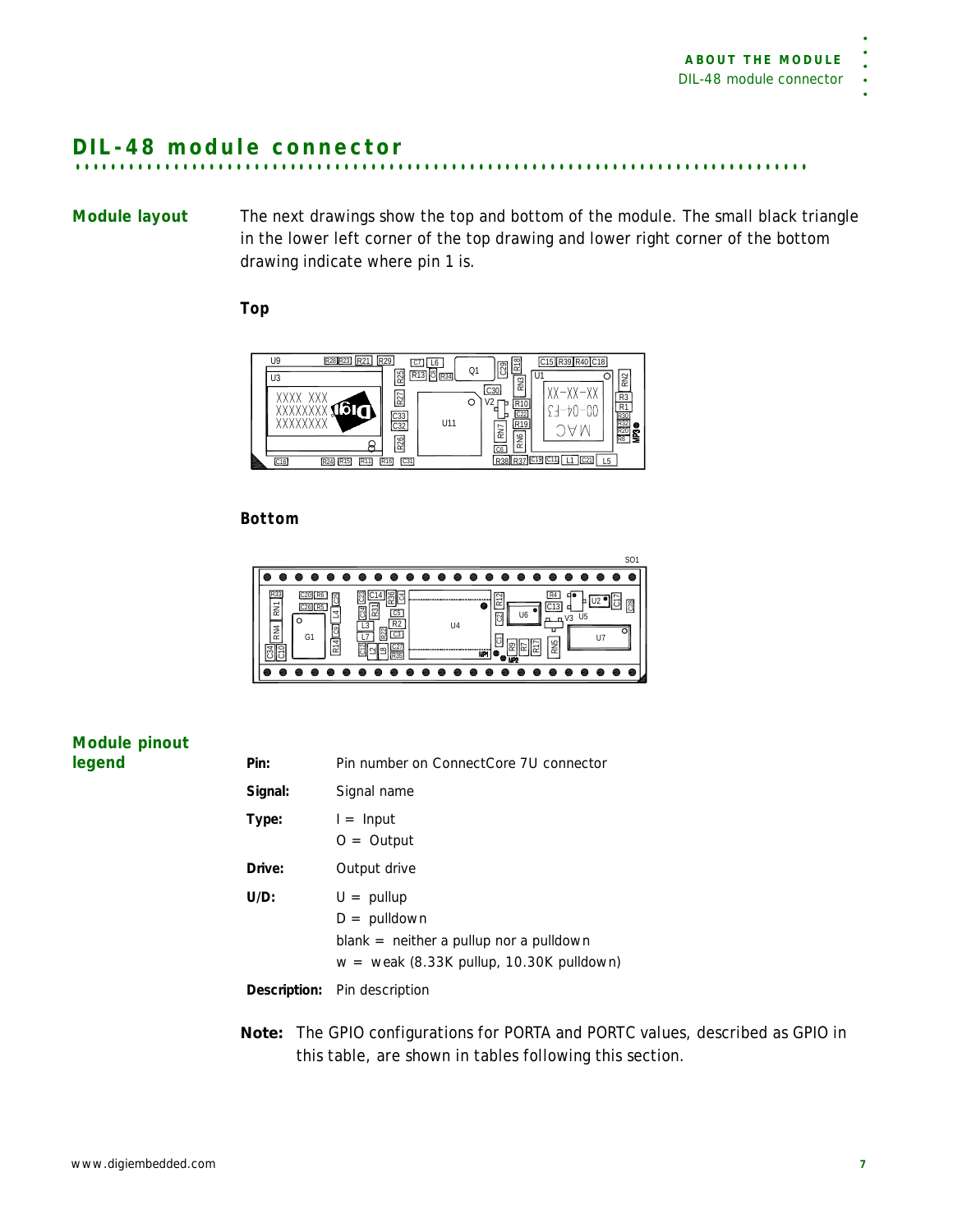## DIL-48 module connector

### Module layout

The next drawings show the top and bottom of the module. The small black triangle in the lower left corner of the top drawing and lower right corner of the bottom drawing indicate where pin 1 is.

**Top**

**Bottom**

### Module pinout legend

| | |
|---|---|
| **Pin:** | Pin number on ConnectCore 7U connector |
| **Signal:** | Signal name |
| **Type:** | I = Input<br>O = Output |
| **Drive:** | Output drive |
| **U/D:** | U = pullup<br>D = pulldown<br>blank = neither a pullup nor a pulldown<br>w = weak (8.33K pullup, 10.30K pulldown) |
| **Description:** | Pin description |

**Note:** The GPIO configurations for PORTA and PORTC values, described as GPIO in this table, are shown in tables following this section.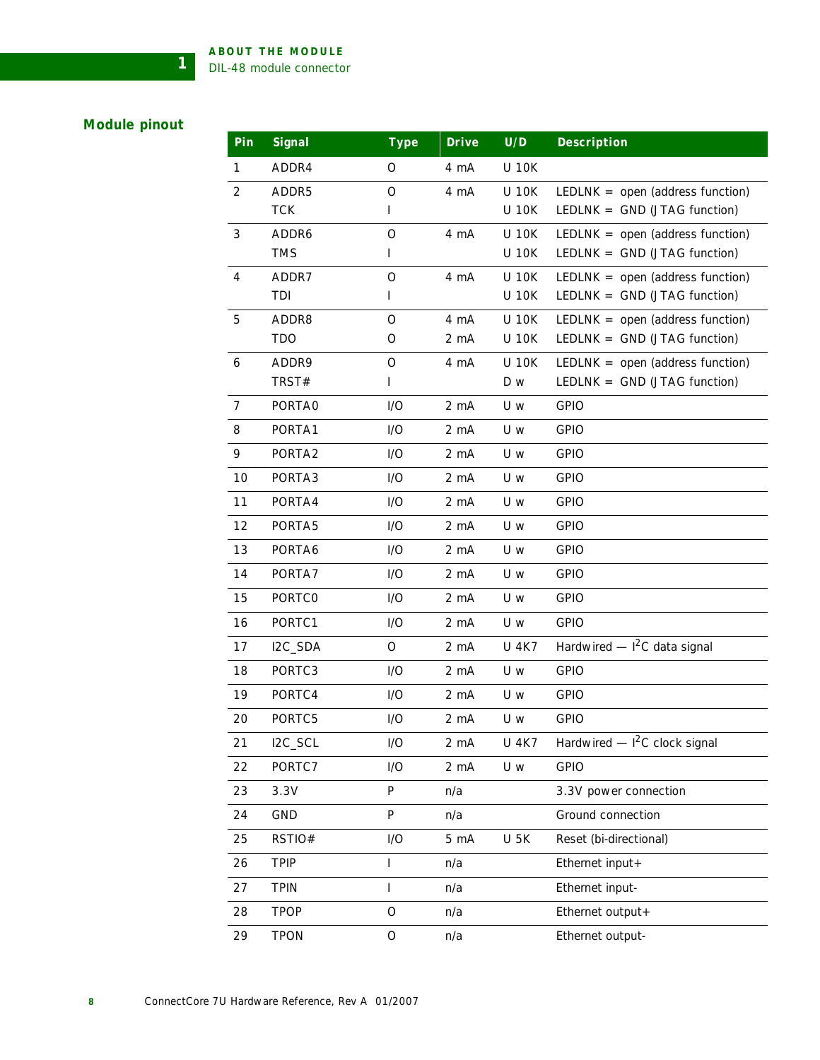## Module pinout

| Pin | Signal | Type | Drive | U/D | Description |
|---|---|---|---|---|---|
| 1 | ADDR4 | O | 4 mA | U 10K | |
| 2 | ADDR5<br>TCK | O<br>I | 4 mA | U 10K<br>U 10K | LEDLNK = open (address function)<br>LEDLNK = GND (JTAG function) |
| 3 | ADDR6<br>TMS | O<br>I | 4 mA | U 10K<br>U 10K | LEDLNK = open (address function)<br>LEDLNK = GND (JTAG function) |
| 4 | ADDR7<br>TDI | O<br>I | 4 mA | U 10K<br>U 10K | LEDLNK = open (address function)<br>LEDLNK = GND (JTAG function) |
| 5 | ADDR8<br>TDO | O<br>O | 4 mA<br>2 mA | U 10K<br>U 10K | LEDLNK = open (address function)<br>LEDLNK = GND (JTAG function) |
| 6 | ADDR9<br>TRST# | O<br>I | 4 mA | U 10K<br>D w | LEDLNK = open (address function)<br>LEDLNK = GND (JTAG function) |
| 7 | PORTA0 | I/O | 2 mA | U w | GPIO |
| 8 | PORTA1 | I/O | 2 mA | U w | GPIO |
| 9 | PORTA2 | I/O | 2 mA | U w | GPIO |
| 10 | PORTA3 | I/O | 2 mA | U w | GPIO |
| 11 | PORTA4 | I/O | 2 mA | U w | GPIO |
| 12 | PORTA5 | I/O | 2 mA | U w | GPIO |
| 13 | PORTA6 | I/O | 2 mA | U w | GPIO |
| 14 | PORTA7 | I/O | 2 mA | U w | GPIO |
| 15 | PORTC0 | I/O | 2 mA | U w | GPIO |
| 16 | PORTC1 | I/O | 2 mA | U w | GPIO |
| 17 | I2C_SDA | O | 2 mA | U 4K7 | Hardwired — $I^2C$ data signal |
| 18 | PORTC3 | I/O | 2 mA | U w | GPIO |
| 19 | PORTC4 | I/O | 2 mA | U w | GPIO |
| 20 | PORTC5 | I/O | 2 mA | U w | GPIO |
| 21 | I2C_SCL | I/O | 2 mA | U 4K7 | Hardwired — $I^2C$ clock signal |
| 22 | PORTC7 | I/O | 2 mA | U w | GPIO |
| 23 | 3.3V | P | n/a | | 3.3V power connection |
| 24 | GND | P | n/a | | Ground connection |
| 25 | RSTIO# | I/O | 5 mA | U 5K | Reset (bi-directional) |
| 26 | TPIP | I | n/a | | Ethernet input+ |
| 27 | TPIN | I | n/a | | Ethernet input- |
| 28 | TPOP | O | n/a | | Ethernet output+ |
| 29 | TPON | O | n/a | | Ethernet output- |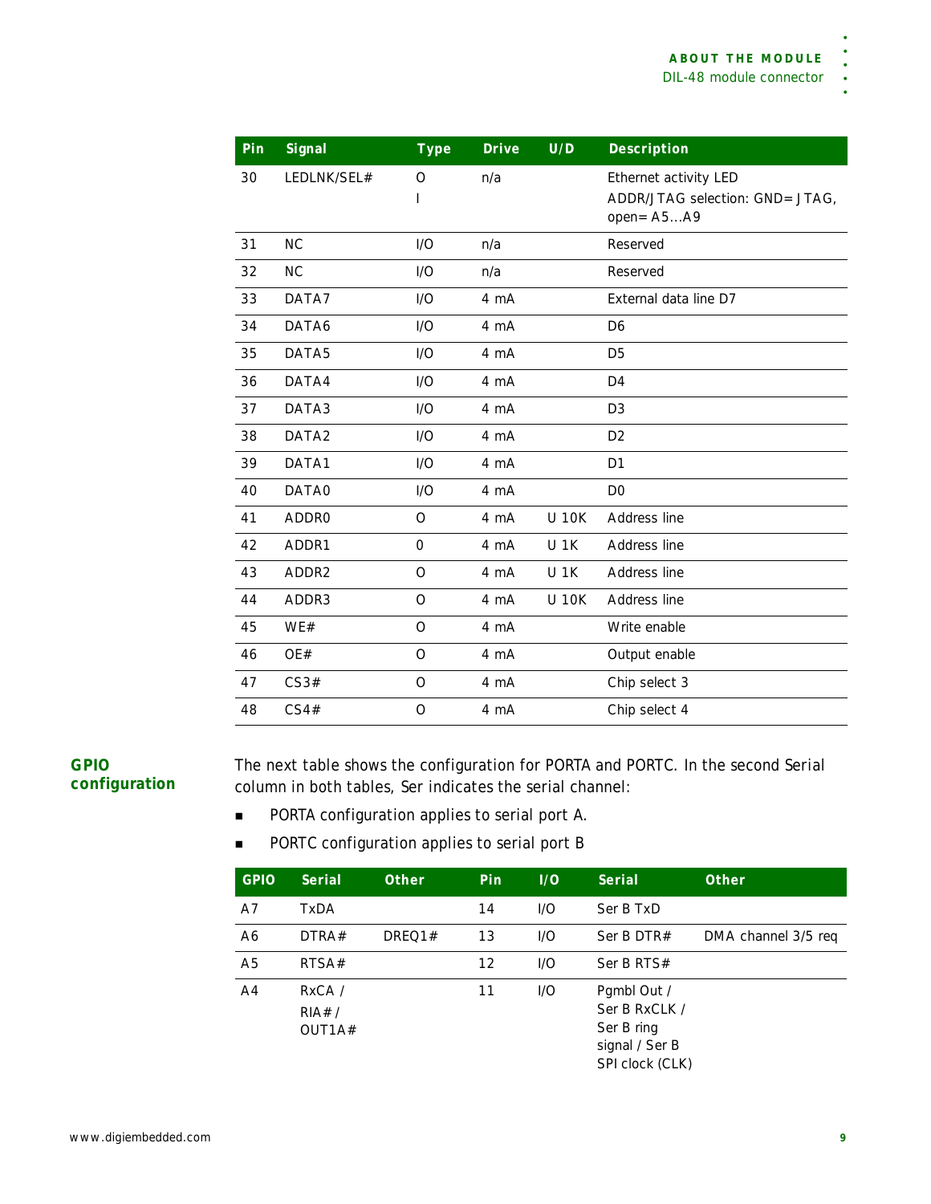| Pin | Signal | Type | Drive | U/D | Description |
|---|---|---|---|---|---|
| 30 | LEDLNK/SEL# | O<br>I | n/a | | Ethernet activity LED<br>ADDR/JTAG selection: GND= JTAG, open= A5…A9 |
| 31 | NC | I/O | n/a | | Reserved |
| 32 | NC | I/O | n/a | | Reserved |
| 33 | DATA7 | I/O | 4 mA | | External data line D7 |
| 34 | DATA6 | I/O | 4 mA | | D6 |
| 35 | DATA5 | I/O | 4 mA | | D5 |
| 36 | DATA4 | I/O | 4 mA | | D4 |
| 37 | DATA3 | I/O | 4 mA | | D3 |
| 38 | DATA2 | I/O | 4 mA | | D2 |
| 39 | DATA1 | I/O | 4 mA | | D1 |
| 40 | DATA0 | I/O | 4 mA | | D0 |
| 41 | ADDR0 | O | 4 mA | U 10K | Address line |
| 42 | ADDR1 | 0 | 4 mA | U 1K | Address line |
| 43 | ADDR2 | O | 4 mA | U 1K | Address line |
| 44 | ADDR3 | O | 4 mA | U 10K | Address line |
| 45 | WE# | O | 4 mA | | Write enable |
| 46 | OE# | O | 4 mA | | Output enable |
| 47 | CS3# | O | 4 mA | | Chip select 3 |
| 48 | CS4# | O | 4 mA | | Chip select 4 |

## GPIO configuration

The next table shows the configuration for PORTA and PORTC. In the second Serial column in both tables, Ser indicates the serial channel:

- PORTA configuration applies to serial port A.
- PORTC configuration applies to serial port B

| GPIO | Serial | Other | Pin | I/O | Serial | Other |
|---|---|---|---|---|---|---|
| A7 | TxDA | | 14 | I/O | Ser B TxD | |
| A6 | DTRA# | DREQ1# | 13 | I/O | Ser B DTR# | DMA channel 3/5 req |
| A5 | RTSA# | | 12 | I/O | Ser B RTS# | |
| A4 | RxCA / RIA# / OUT1A# | | 11 | I/O | Pgmbl Out / Ser B RxCLK / Ser B ring signal / Ser B SPI clock (CLK) | |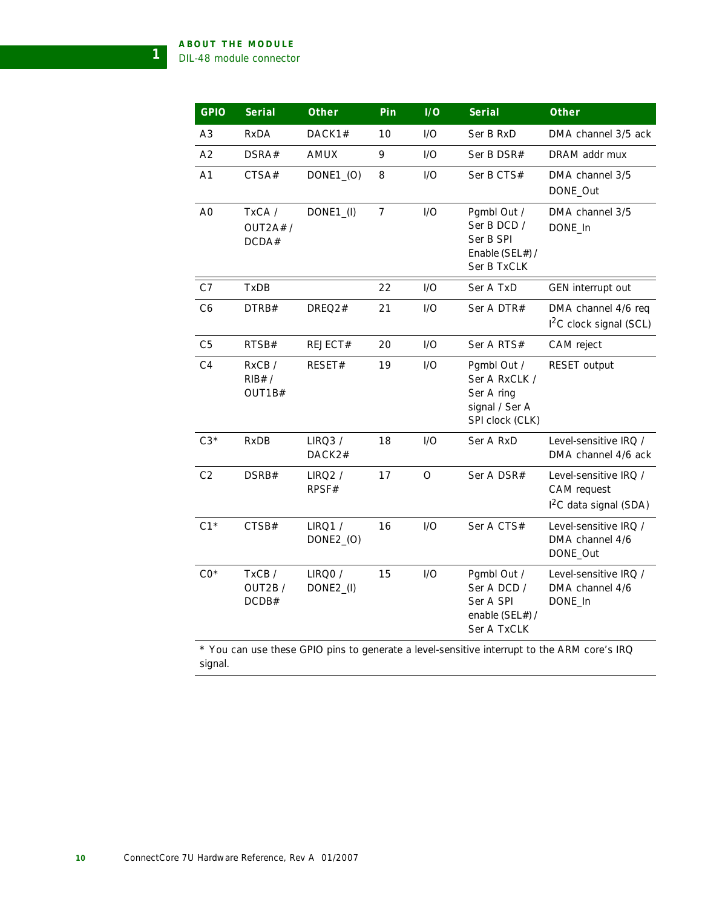| GPIO | Serial | Other | Pin | I/O | Serial | Other |
|---|---|---|---|---|---|---|
| A3 | RxDA | DACK1# | 10 | I/O | Ser B RxD | DMA channel 3/5 ack |
| A2 | DSRA# | AMUX | 9 | I/O | Ser B DSR# | DRAM addr mux |
| A1 | CTSA# | DONE1_(O) | 8 | I/O | Ser B CTS# | DMA channel 3/5 DONE_Out |
| A0 | TxCA / OUT2A# / DCDA# | DONE1_(I) | 7 | I/O | Pgmbl Out / Ser B DCD / Ser B SPI Enable (SEL#) / Ser B TxCLK | DMA channel 3/5 DONE_In |
| C7 | TxDB | | 22 | I/O | Ser A TxD | GEN interrupt out |
| C6 | DTRB# | DREQ2# | 21 | I/O | Ser A DTR# | DMA channel 4/6 req I²C clock signal (SCL) |
| C5 | RTSB# | REJECT# | 20 | I/O | Ser A RTS# | CAM reject |
| C4 | RxCB / RIB# / OUT1B# | RESET# | 19 | I/O | Pgmbl Out / Ser A RxCLK / Ser A ring signal / Ser A SPI clock (CLK) | RESET output |
| C3* | RxDB | LIRQ3 / DACK2# | 18 | I/O | Ser A RxD | Level-sensitive IRQ / DMA channel 4/6 ack |
| C2 | DSRB# | LIRQ2 / RPSF# | 17 | O | Ser A DSR# | Level-sensitive IRQ / CAM request I²C data signal (SDA) |
| C1* | CTSB# | LIRQ1 / DONE2_(O) | 16 | I/O | Ser A CTS# | Level-sensitive IRQ / DMA channel 4/6 DONE_Out |
| C0* | TxCB / OUT2B / DCDB# | LIRQ0 / DONE2_(I) | 15 | I/O | Pgmbl Out / Ser A DCD / Ser A SPI enable (SEL#) / Ser A TxCLK | Level-sensitive IRQ / DMA channel 4/6 DONE_In |

* You can use these GPIO pins to generate a level-sensitive interrupt to the ARM core's IRQ signal.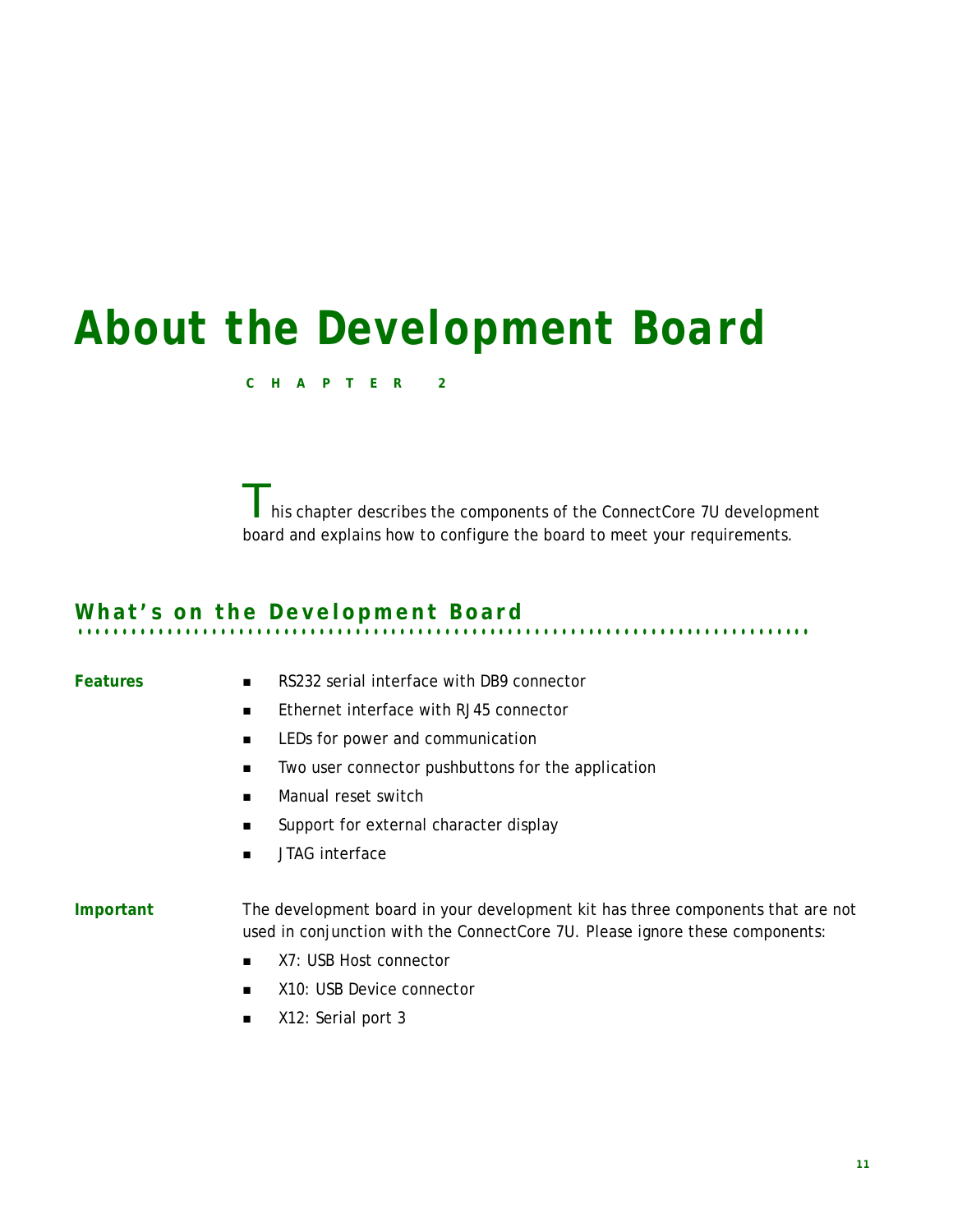# About the Development Board

CHAPTER 2

This chapter describes the components of the ConnectCore 7U development board and explains how to configure the board to meet your requirements.

## What's on the Development Board

**Features**

- RS232 serial interface with DB9 connector
- Ethernet interface with RJ45 connector
- LEDs for power and communication
- Two user connector pushbuttons for the application
- Manual reset switch
- Support for external character display
- JTAG interface

**Important**

The development board in your development kit has three components that are not used in conjunction with the ConnectCore 7U. Please ignore these components:

- X7: USB Host connector
- X10: USB Device connector
- X12: Serial port 3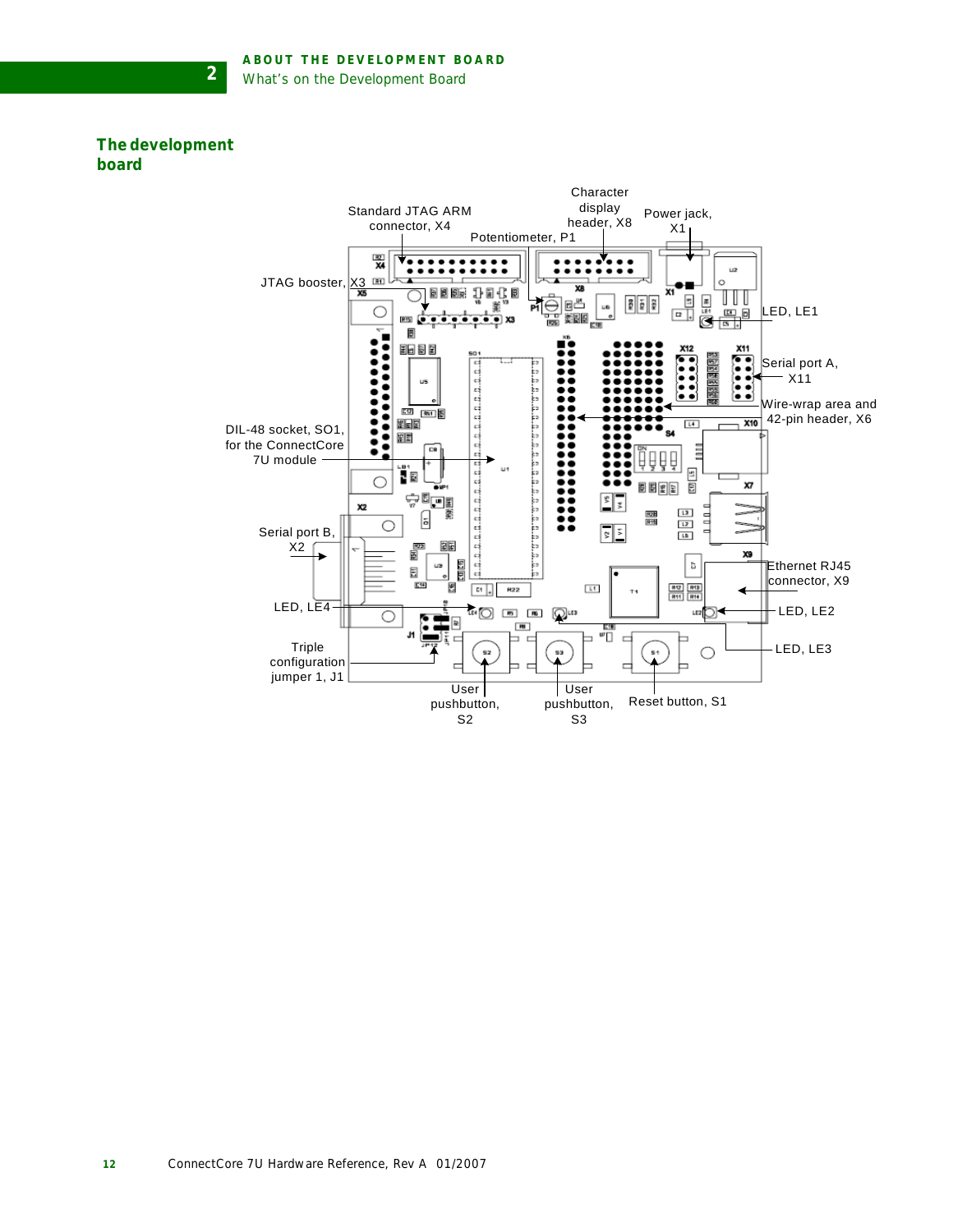## The development board

Standard JTAG ARM connector, X4

Character display header, X8

Power jack, X1

Potentiometer, P1

JTAG booster, X3

LED, LE1

Serial port A, X11

Wire-wrap area and 42-pin header, X6

DIL-48 socket, SO1, for the ConnectCore 7U module

Serial port B, X2

Ethernet RJ45 connector, X9

LED, LE4

LED, LE2

LED, LE3

Triple configuration jumper 1, J1

User pushbutton, S2

User pushbutton, S3

Reset button, S1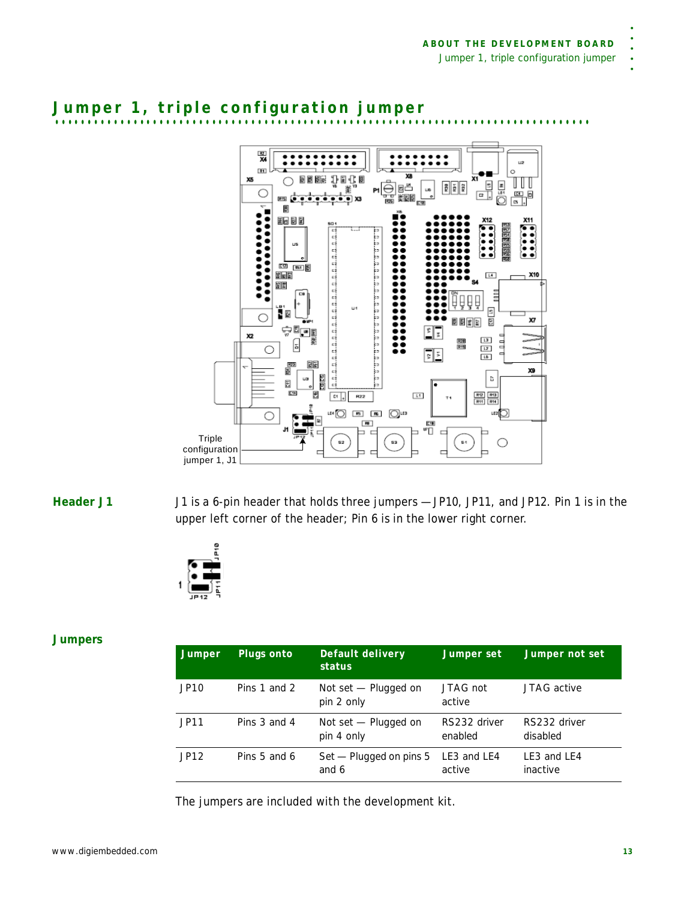# Jumper 1, triple configuration jumper

Triple configuration jumper 1, J1

## Header J1

J1 is a 6-pin header that holds three jumpers — JP10, JP11, and JP12. Pin 1 is in the upper left corner of the header; Pin 6 is in the lower right corner.

## Jumpers

| Jumper | Plugs onto | Default delivery status | Jumper set | Jumper not set |
|---|---|---|---|---|
| JP10 | Pins 1 and 2 | Not set — Plugged on pin 2 only | JTAG not active | JTAG active |
| JP11 | Pins 3 and 4 | Not set — Plugged on pin 4 only | RS232 driver enabled | RS232 driver disabled |
| JP12 | Pins 5 and 6 | Set — Plugged on pins 5 and 6 | LE3 and LE4 active | LE3 and LE4 inactive |

The jumpers are included with the development kit.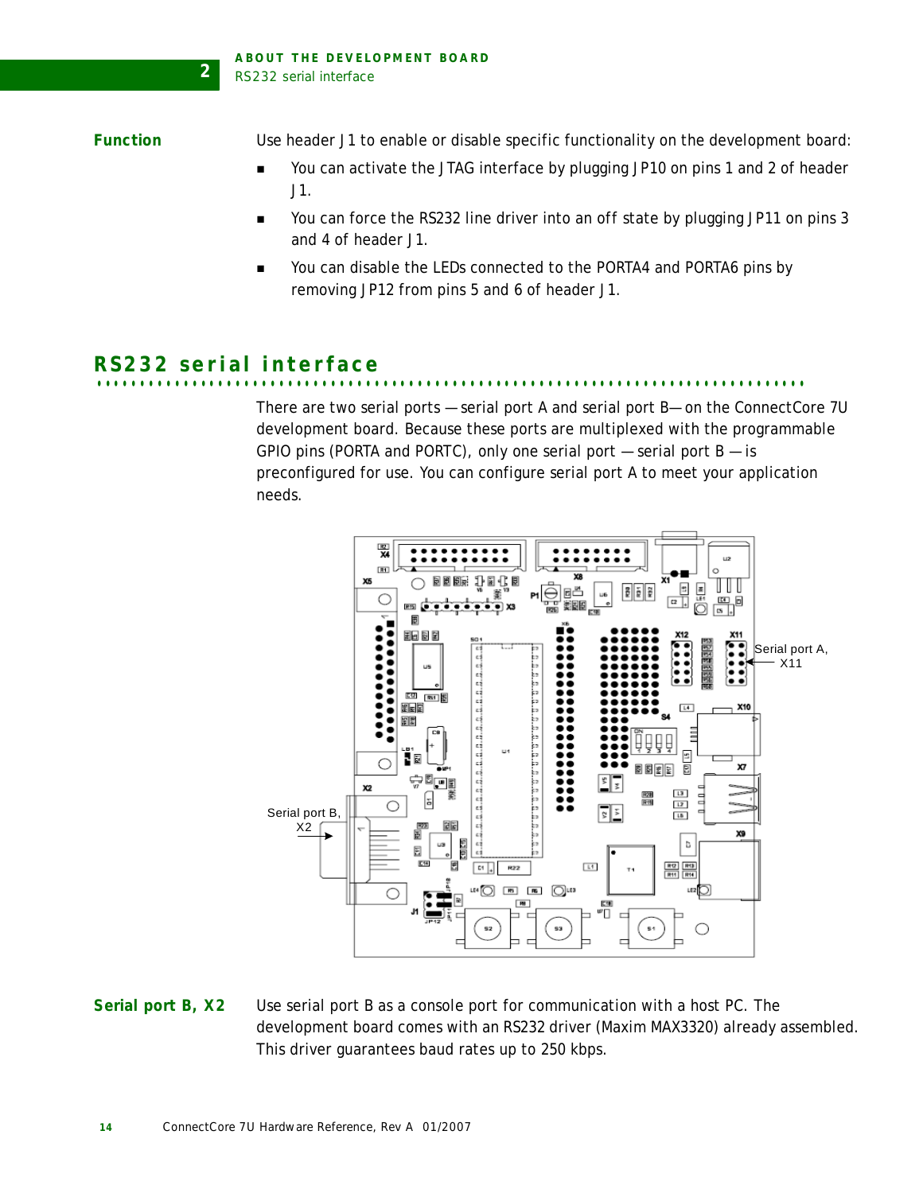## Function

Use header J1 to enable or disable specific functionality on the development board:

- You can activate the JTAG interface by plugging JP10 on pins 1 and 2 of header J1.
- You can force the RS232 line driver into an off state by plugging JP11 on pins 3 and 4 of header J1.
- You can disable the LEDs connected to the PORTA4 and PORTA6 pins by removing JP12 from pins 5 and 6 of header J1.

# RS232 serial interface

There are two serial ports — serial port A and serial port B— on the ConnectCore 7U development board. Because these ports are multiplexed with the programmable GPIO pins (PORTA and PORTC), only one serial port — serial port B — is preconfigured for use. You can configure serial port A to meet your application needs.

Serial port A, X11

Serial port B, X2

## Serial port B, X2

Use serial port B as a console port for communication with a host PC. The development board comes with an RS232 driver (Maxim MAX3320) already assembled. This driver guarantees baud rates up to 250 kbps.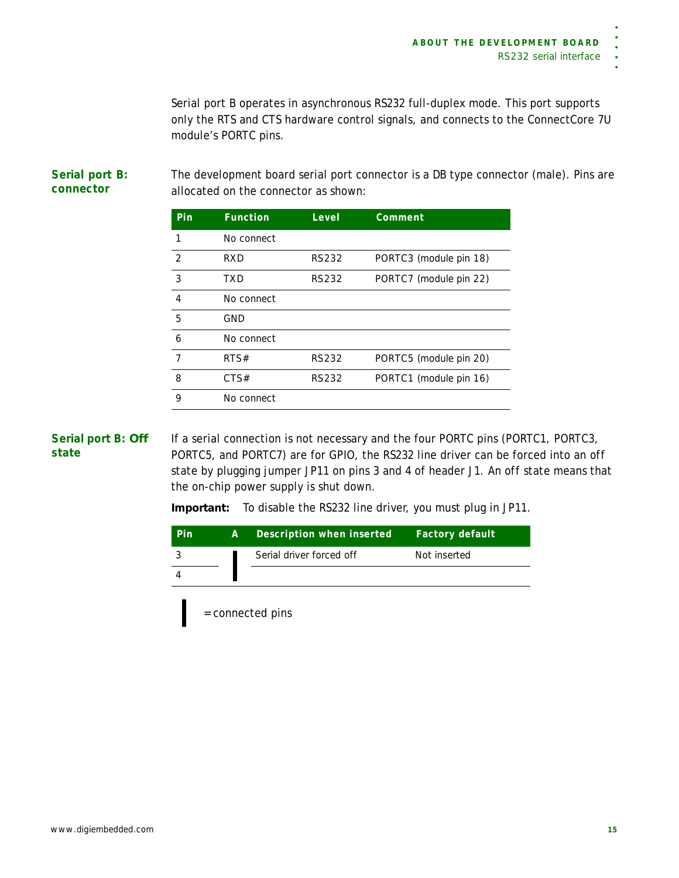Serial port B operates in asynchronous RS232 full-duplex mode. This port supports only the RTS and CTS hardware control signals, and connects to the ConnectCore 7U module's PORTC pins.

### Serial port B: connector

The development board serial port connector is a DB type connector (male). Pins are allocated on the connector as shown:

| Pin | Function | Level | Comment |
|---|---|---|---|
| 1 | No connect | | |
| 2 | RXD | RS232 | PORTC3 (module pin 18) |
| 3 | TXD | RS232 | PORTC7 (module pin 22) |
| 4 | No connect | | |
| 5 | GND | | |
| 6 | No connect | | |
| 7 | RTS# | RS232 | PORTC5 (module pin 20) |
| 8 | CTS# | RS232 | PORTC1 (module pin 16) |
| 9 | No connect | | |

### Serial port B: Off state

If a serial connection is not necessary and the four PORTC pins (PORTC1, PORTC3, PORTC5, and PORTC7) are for GPIO, the RS232 line driver can be forced into an off state by plugging jumper JP11 on pins 3 and 4 of header J1. An off state means that the on-chip power supply is shut down.

**Important:** To disable the RS232 line driver, you must plug in JP11.

| Pin | A | Description when inserted | Factory default |
|---|---|---|---|
| 3 | ┃ | Serial driver forced off | Not inserted |
| 4 | ┃ | | |

┃ = connected pins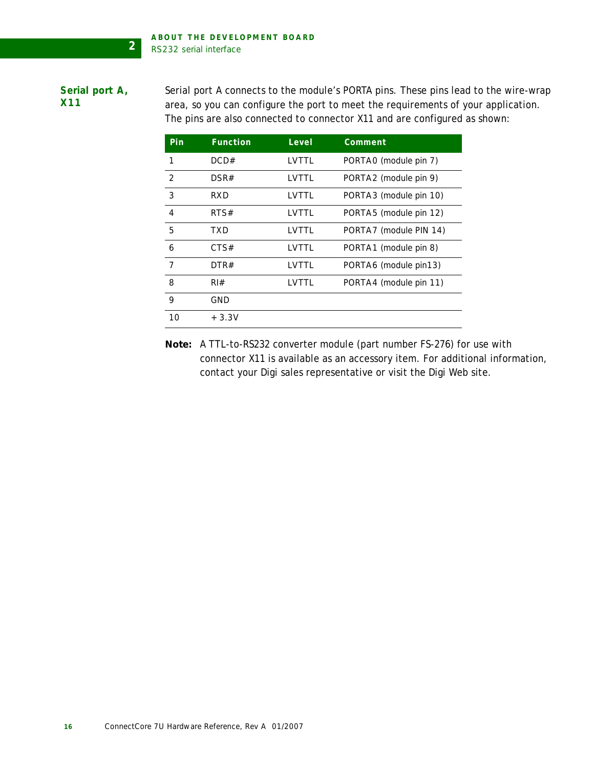## Serial port A, X11

Serial port A connects to the module's PORTA pins. These pins lead to the wire-wrap area, so you can configure the port to meet the requirements of your application. The pins are also connected to connector X11 and are configured as shown:

| Pin | Function | Level | Comment |
|---|---|---|---|
| 1 | DCD# | LVTTL | PORTA0 (module pin 7) |
| 2 | DSR# | LVTTL | PORTA2 (module pin 9) |
| 3 | RXD | LVTTL | PORTA3 (module pin 10) |
| 4 | RTS# | LVTTL | PORTA5 (module pin 12) |
| 5 | TXD | LVTTL | PORTA7 (module PIN 14) |
| 6 | CTS# | LVTTL | PORTA1 (module pin 8) |
| 7 | DTR# | LVTTL | PORTA6 (module pin13) |
| 8 | RI# | LVTTL | PORTA4 (module pin 11) |
| 9 | GND | | |
| 10 | +3.3V | | |

**Note:** A TTL-to-RS232 converter module (part number FS-276) for use with connector X11 is available as an accessory item. For additional information, contact your Digi sales representative or visit the Digi Web site.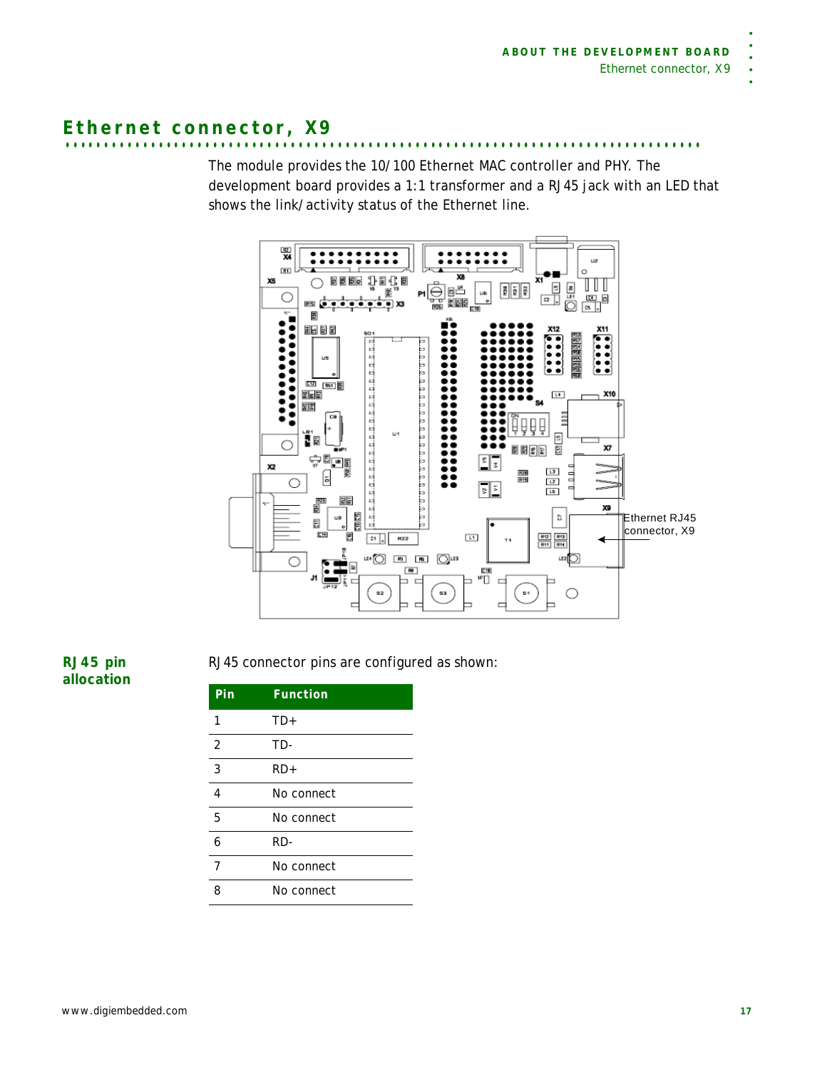## Ethernet connector, X9

The module provides the 10/100 Ethernet MAC controller and PHY. The development board provides a 1:1 transformer and a RJ45 jack with an LED that shows the link/activity status of the Ethernet line.

Ethernet RJ45 connector, X9

### RJ45 pin allocation

RJ45 connector pins are configured as shown:

| Pin | Function |
|---|---|
| 1 | TD+ |
| 2 | TD- |
| 3 | RD+ |
| 4 | No connect |
| 5 | No connect |
| 6 | RD- |
| 7 | No connect |
| 8 | No connect |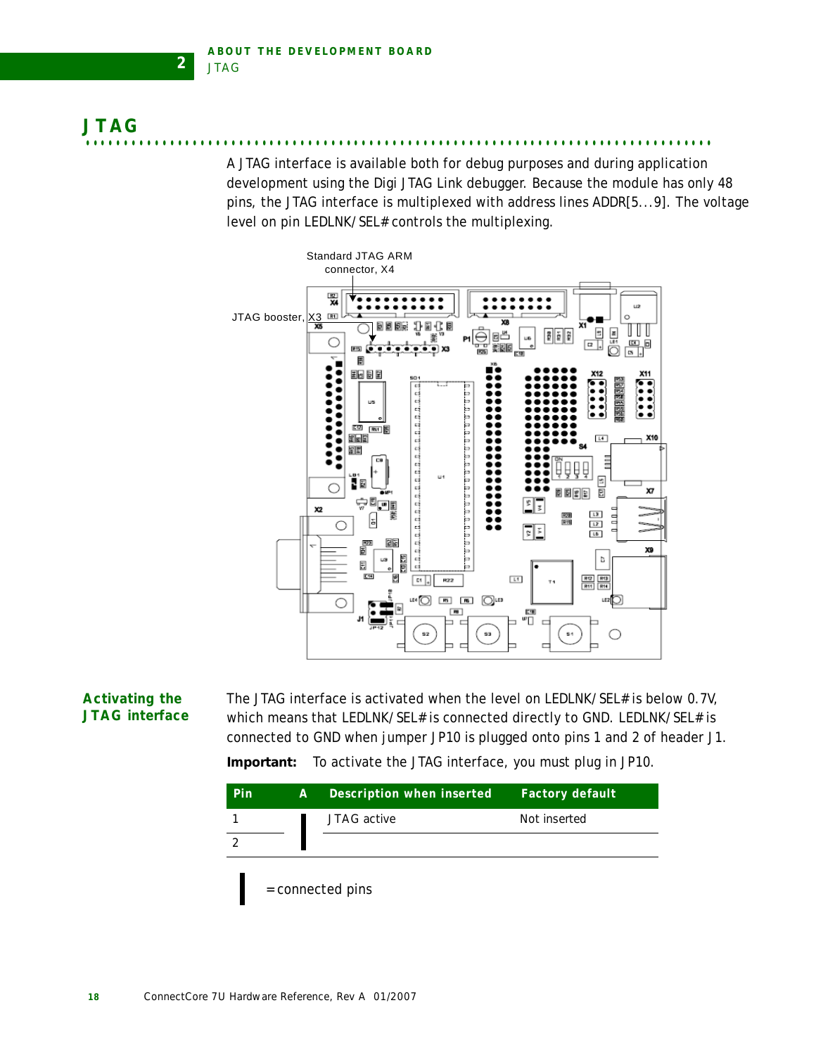## JTAG

A JTAG interface is available both for debug purposes and during application development using the Digi JTAG Link debugger. Because the module has only 48 pins, the JTAG interface is multiplexed with address lines ADDR[5...9]. The voltage level on pin LEDLNK/SEL# controls the multiplexing.

Standard JTAG ARM connector, X4

JTAG booster, X3

### Activating the JTAG interface

The JTAG interface is activated when the level on LEDLNK/SEL# is below 0.7V, which means that LEDLNK/SEL# is connected directly to GND. LEDLNK/SEL# is connected to GND when jumper JP10 is plugged onto pins 1 and 2 of header J1.

**Important:** To activate the JTAG interface, you must plug in JP10.

| Pin | A | Description when inserted | Factory default |
|---|---|---|---|
| 1 | ▌ | JTAG active | Not inserted |
| 2 | ▌ | | |

▌ = connected pins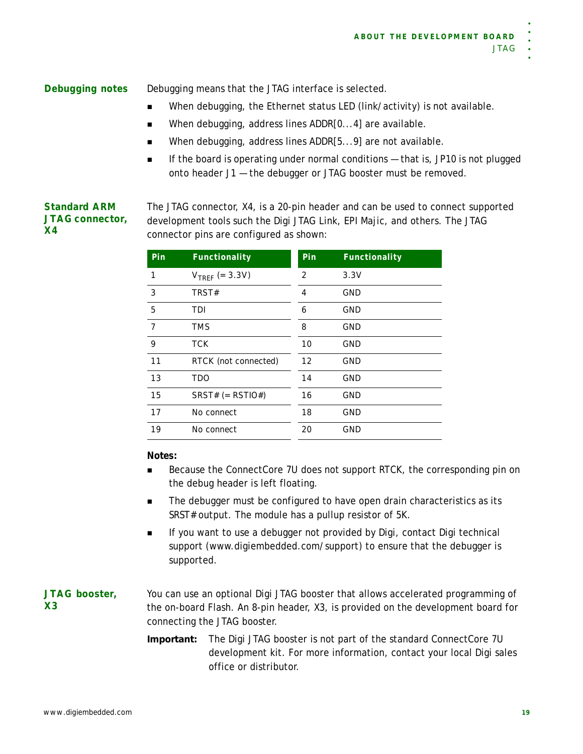### Debugging notes

Debugging means that the JTAG interface is selected.

- When debugging, the Ethernet status LED (link/activity) is not available.
- When debugging, address lines ADDR[0...4] are available.
- When debugging, address lines ADDR[5...9] are not available.
- If the board is operating under normal conditions — that is, JP10 is not plugged onto header J1 — the debugger or JTAG booster must be removed.

### Standard ARM JTAG connector, X4

The JTAG connector, X4, is a 20-pin header and can be used to connect supported development tools such the Digi JTAG Link, EPI Majic, and others. The JTAG connector pins are configured as shown:

| Pin | Functionality | Pin | Functionality |
|---|---|---|---|
| 1 | $V_{TREF}$ (= 3.3V) | 2 | 3.3V |
| 3 | TRST# | 4 | GND |
| 5 | TDI | 6 | GND |
| 7 | TMS | 8 | GND |
| 9 | TCK | 10 | GND |
| 11 | RTCK (not connected) | 12 | GND |
| 13 | TDO | 14 | GND |
| 15 | SRST# (= RSTIO#) | 16 | GND |
| 17 | No connect | 18 | GND |
| 19 | No connect | 20 | GND |

**Notes:**

- Because the ConnectCore 7U does not support RTCK, the corresponding pin on the debug header is left floating.
- The debugger must be configured to have open drain characteristics as its SRST# output. The module has a pullup resistor of 5K.
- If you want to use a debugger not provided by Digi, contact Digi technical support (www.digiembedded.com/support) to ensure that the debugger is supported.

### JTAG booster, X3

You can use an optional Digi JTAG booster that allows accelerated programming of the on-board Flash. An 8-pin header, X3, is provided on the development board for connecting the JTAG booster.

**Important:** The Digi JTAG booster is not part of the standard ConnectCore 7U development kit. For more information, contact your local Digi sales office or distributor.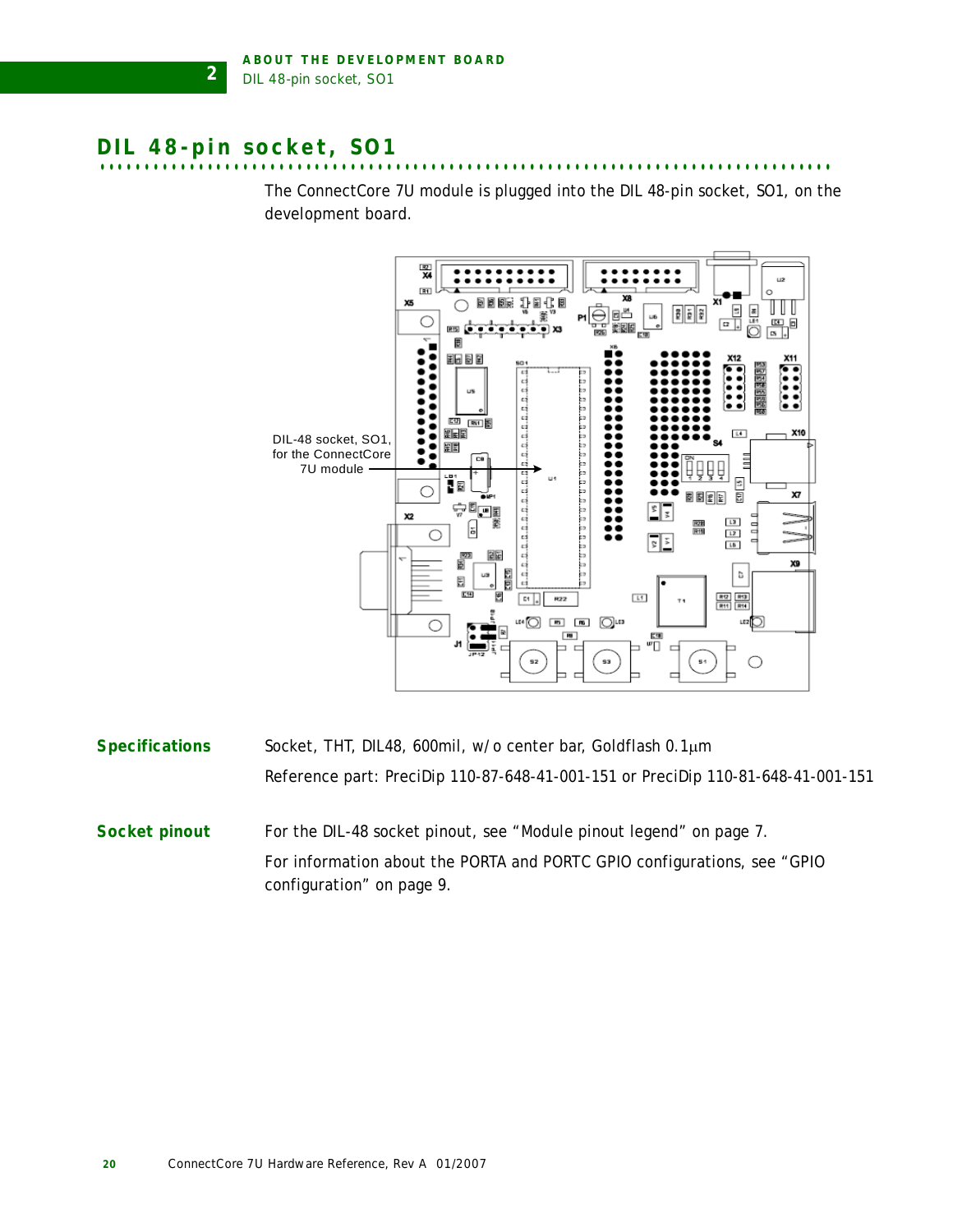# DIL 48-pin socket, SO1

The ConnectCore 7U module is plugged into the DIL 48-pin socket, SO1, on the development board.

DIL-48 socket, SO1, for the ConnectCore 7U module

**Specifications**

Socket, THT, DIL48, 600mil, w/o center bar, Goldflash 0.1µm

Reference part: PreciDip 110-87-648-41-001-151 or PreciDip 110-81-648-41-001-151

**Socket pinout**

For the DIL-48 socket pinout, see "Module pinout legend" on page 7.

For information about the PORTA and PORTC GPIO configurations, see "GPIO configuration" on page 9.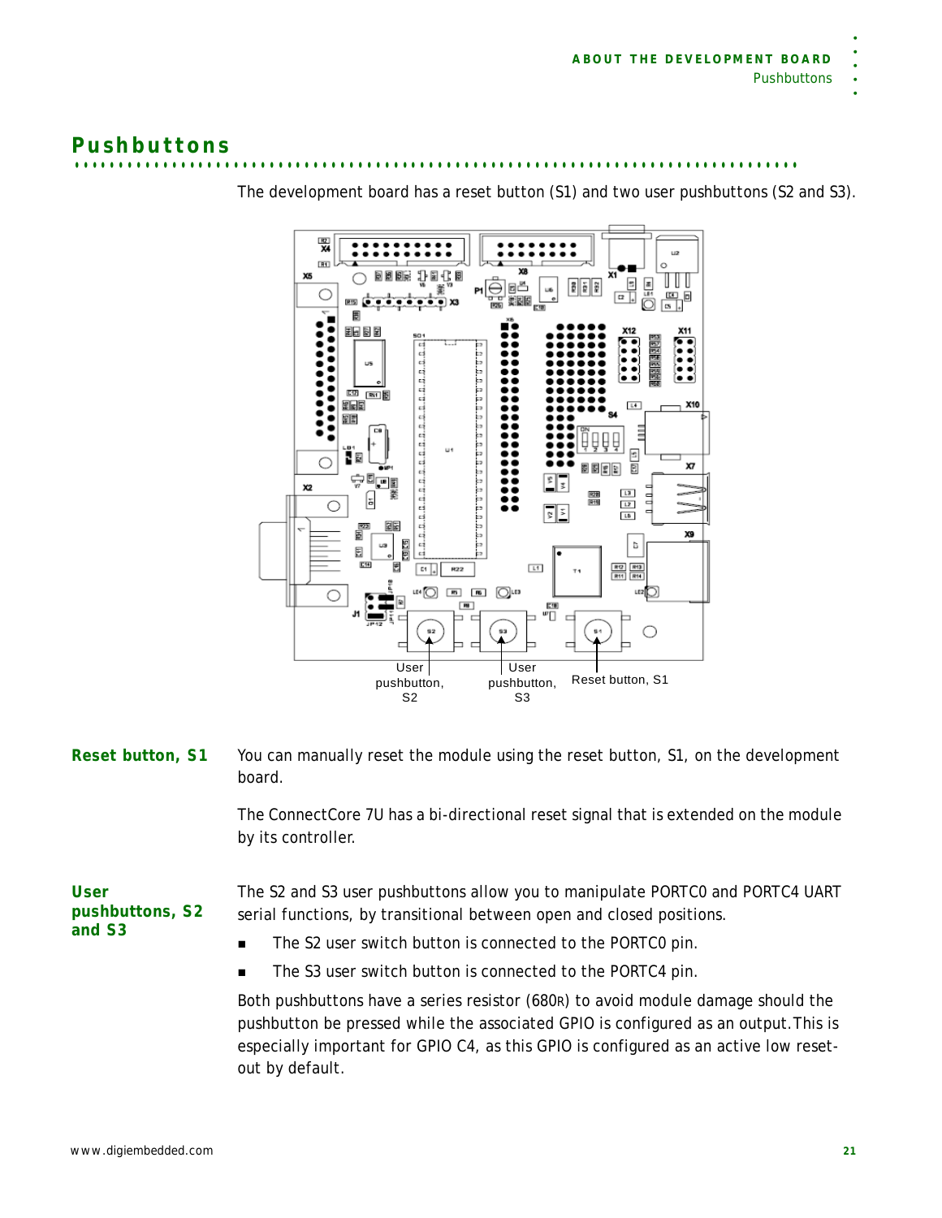## Pushbuttons

The development board has a reset button (S1) and two user pushbuttons (S2 and S3).

User pushbutton, S2

User pushbutton, S3

Reset button, S1

**Reset button, S1**

You can manually reset the module using the reset button, S1, on the development board.

The ConnectCore 7U has a bi-directional reset signal that is extended on the module by its controller.

**User pushbuttons, S2 and S3**

The S2 and S3 user pushbuttons allow you to manipulate PORTC0 and PORTC4 UART serial functions, by transitional between open and closed positions.

- The S2 user switch button is connected to the PORTC0 pin.
- The S3 user switch button is connected to the PORTC4 pin.

Both pushbuttons have a series resistor (680R) to avoid module damage should the pushbutton be pressed while the associated GPIO is configured as an output.This is especially important for GPIO C4, as this GPIO is configured as an active low reset-out by default.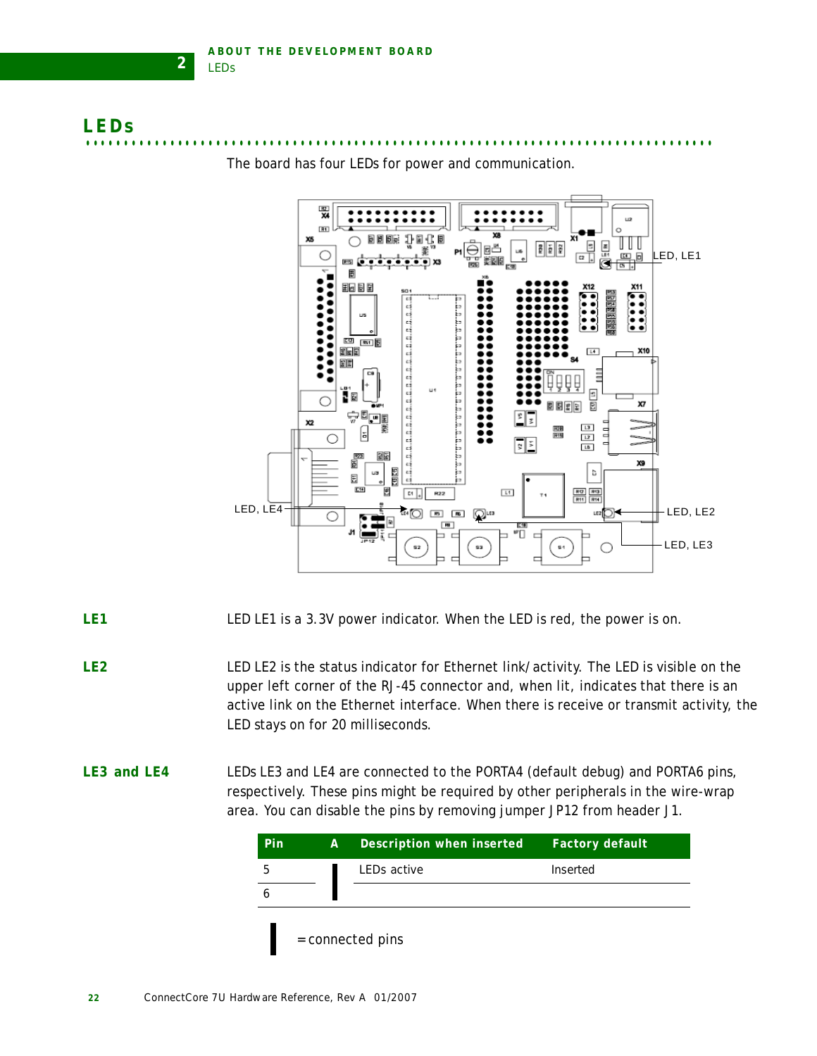## LEDs

The board has four LEDs for power and communication.

LED, LE1

LED, LE4

LED, LE2

LED, LE3

**LE1**

LED LE1 is a 3.3V power indicator. When the LED is red, the power is on.

**LE2**

LED LE2 is the status indicator for Ethernet link/activity. The LED is visible on the upper left corner of the RJ-45 connector and, when lit, indicates that there is an active link on the Ethernet interface. When there is receive or transmit activity, the LED stays on for 20 milliseconds.

**LE3 and LE4**

LEDs LE3 and LE4 are connected to the PORTA4 (default debug) and PORTA6 pins, respectively. These pins might be required by other peripherals in the wire-wrap area. You can disable the pins by removing jumper JP12 from header J1.

| Pin | A | Description when inserted | Factory default |
|---|---|---|---|
| 5 | ▌ | LEDs active | Inserted |
| 6 | ▌ | | |

▌ = connected pins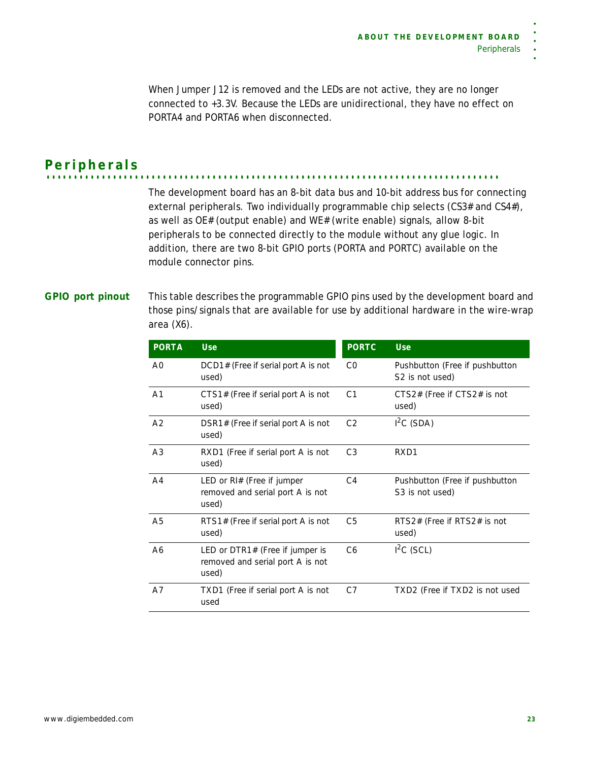When Jumper J12 is removed and the LEDs are not active, they are no longer connected to +3.3V. Because the LEDs are unidirectional, they have no effect on PORTA4 and PORTA6 when disconnected.

## Peripherals

The development board has an 8-bit data bus and 10-bit address bus for connecting external peripherals. Two individually programmable chip selects (CS3# and CS4#), as well as OE# (output enable) and WE# (write enable) signals, allow 8-bit peripherals to be connected directly to the module without any glue logic. In addition, there are two 8-bit GPIO ports (PORTA and PORTC) available on the module connector pins.

### GPIO port pinout

This table describes the programmable GPIO pins used by the development board and those pins/signals that are available for use by additional hardware in the wire-wrap area (X6).

| PORTA | Use | PORTC | Use |
|---|---|---|---|
| A0 | DCD1# (Free if serial port A is not used) | C0 | Pushbutton (Free if pushbutton S2 is not used) |
| A1 | CTS1# (Free if serial port A is not used) | C1 | CTS2# (Free if CTS2# is not used) |
| A2 | DSR1# (Free if serial port A is not used) | C2 | $I^2C$ (SDA) |
| A3 | RXD1 (Free if serial port A is not used) | C3 | RXD1 |
| A4 | LED or RI# (Free if jumper removed and serial port A is not used) | C4 | Pushbutton (Free if pushbutton S3 is not used) |
| A5 | RTS1# (Free if serial port A is not used) | C5 | RTS2# (Free if RTS2# is not used) |
| A6 | LED or DTR1# (Free if jumper is removed and serial port A is not used) | C6 | $I^2C$ (SCL) |
| A7 | TXD1 (Free if serial port A is not used | C7 | TXD2 (Free if TXD2 is not used |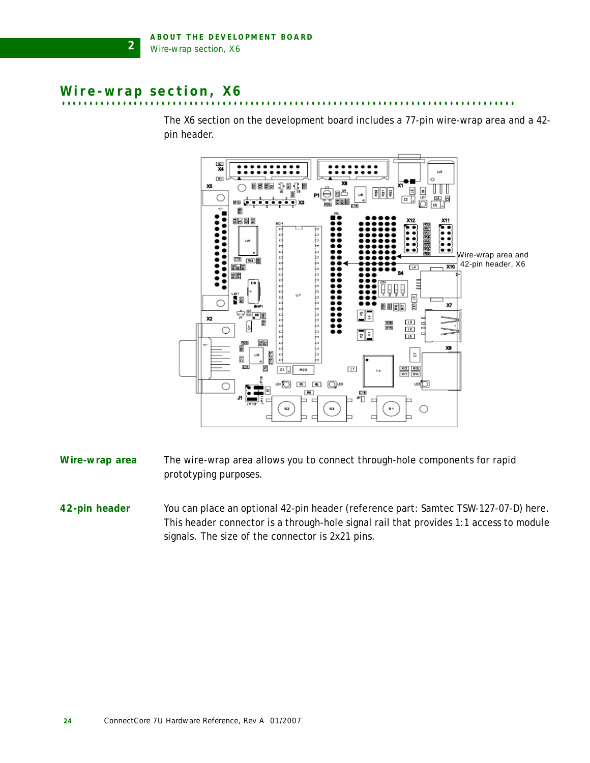## Wire-wrap section, X6

The X6 section on the development board includes a 77-pin wire-wrap area and a 42-pin header.

Wire-wrap area and 42-pin header, X6

**Wire-wrap area**

The wire-wrap area allows you to connect through-hole components for rapid prototyping purposes.

**42-pin header**

You can place an optional 42-pin header (reference part: Samtec TSW-127-07-D) here. This header connector is a through-hole signal rail that provides 1:1 access to module signals. The size of the connector is 2x21 pins.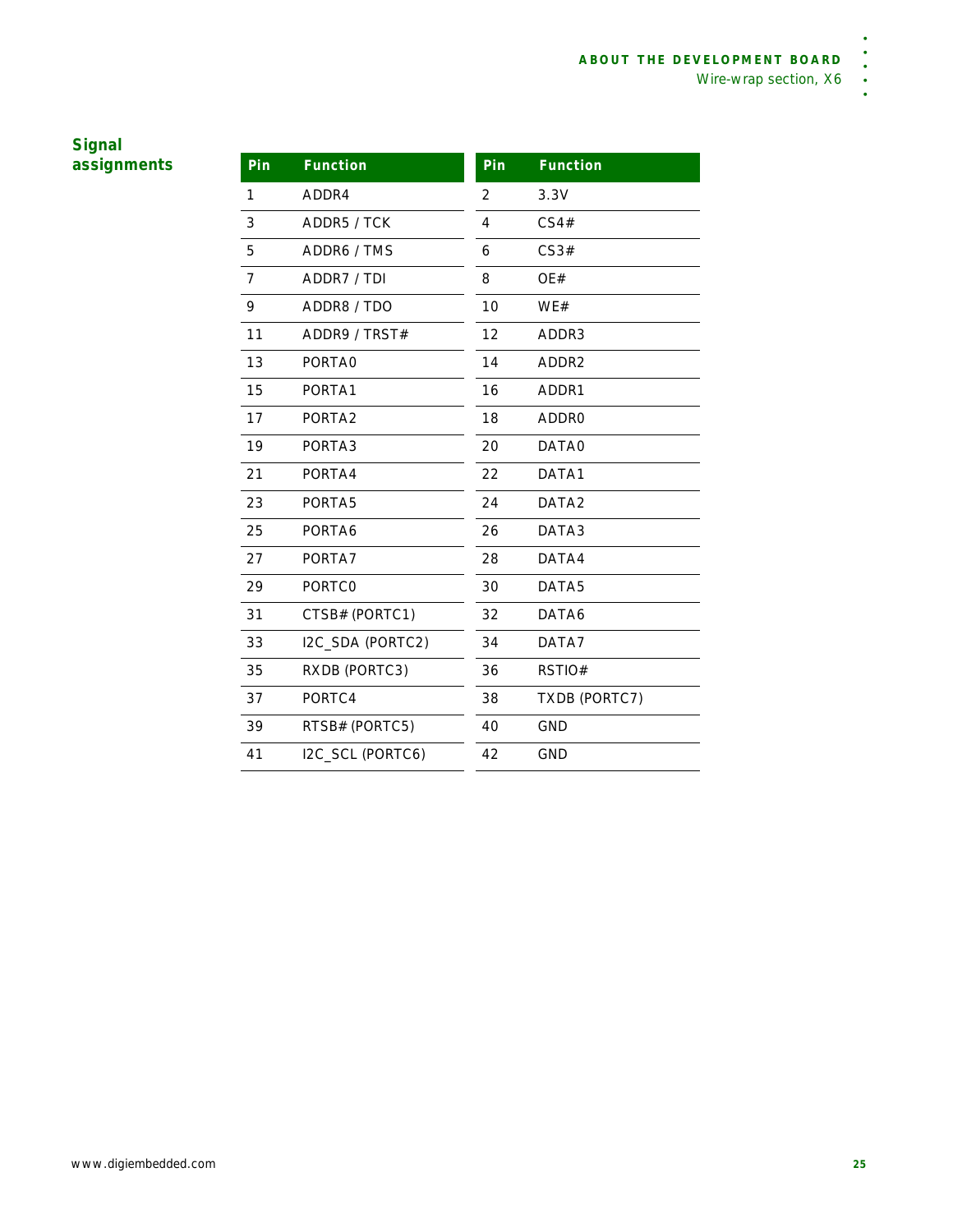## Signal assignments

| Pin | Function | Pin | Function |
|---|---|---|---|
| 1 | ADDR4 | 2 | 3.3V |
| 3 | ADDR5 / TCK | 4 | CS4# |
| 5 | ADDR6 / TMS | 6 | CS3# |
| 7 | ADDR7 / TDI | 8 | OE# |
| 9 | ADDR8 / TDO | 10 | WE# |
| 11 | ADDR9 / TRST# | 12 | ADDR3 |
| 13 | PORTA0 | 14 | ADDR2 |
| 15 | PORTA1 | 16 | ADDR1 |
| 17 | PORTA2 | 18 | ADDR0 |
| 19 | PORTA3 | 20 | DATA0 |
| 21 | PORTA4 | 22 | DATA1 |
| 23 | PORTA5 | 24 | DATA2 |
| 25 | PORTA6 | 26 | DATA3 |
| 27 | PORTA7 | 28 | DATA4 |
| 29 | PORTC0 | 30 | DATA5 |
| 31 | CTSB# (PORTC1) | 32 | DATA6 |
| 33 | I2C_SDA (PORTC2) | 34 | DATA7 |
| 35 | RXDB (PORTC3) | 36 | RSTIO# |
| 37 | PORTC4 | 38 | TXDB (PORTC7) |
| 39 | RTSB# (PORTC5) | 40 | GND |
| 41 | I2C_SCL (PORTC6) | 42 | GND |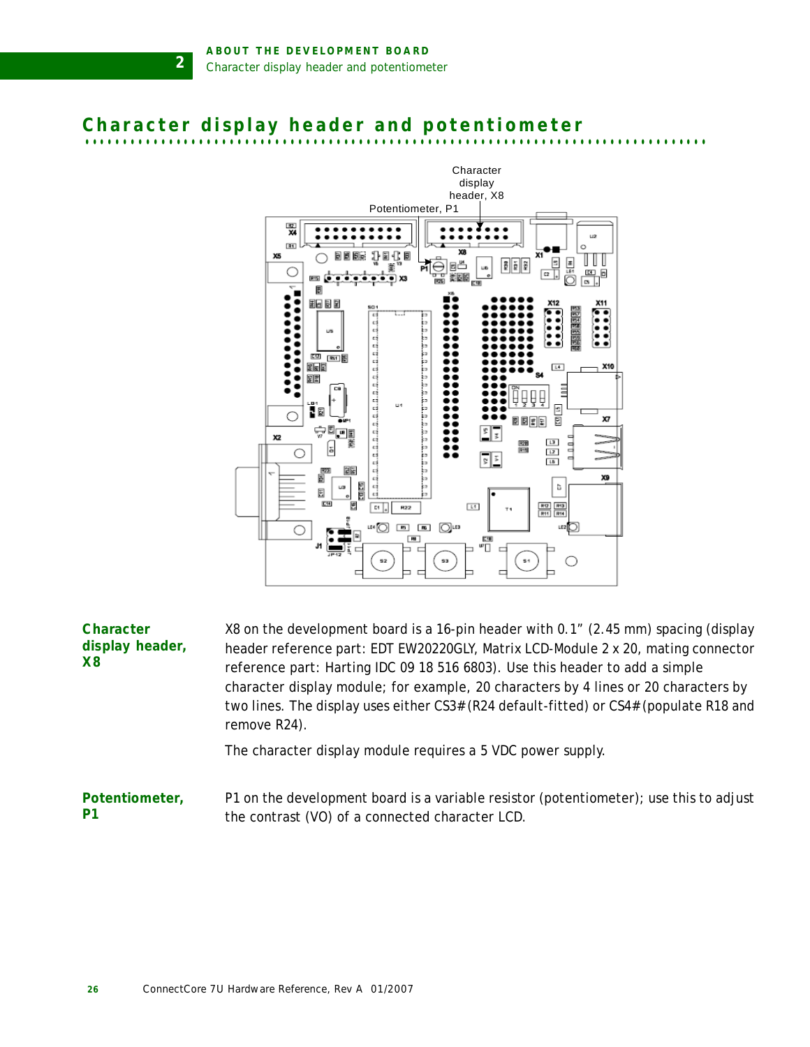## Character display header and potentiometer

Character display header, X8

Potentiometer, P1

**Character display header, X8**

X8 on the development board is a 16-pin header with 0.1" (2.45 mm) spacing (display header reference part: EDT EW20220GLY, Matrix LCD-Module 2 x 20, mating connector reference part: Harting IDC 09 18 516 6803). Use this header to add a simple character display module; for example, 20 characters by 4 lines or 20 characters by two lines. The display uses either CS3# (R24 default-fitted) or CS4# (populate R18 and remove R24).

The character display module requires a 5 VDC power supply.

**Potentiometer, P1**

P1 on the development board is a variable resistor (potentiometer); use this to adjust the contrast (VO) of a connected character LCD.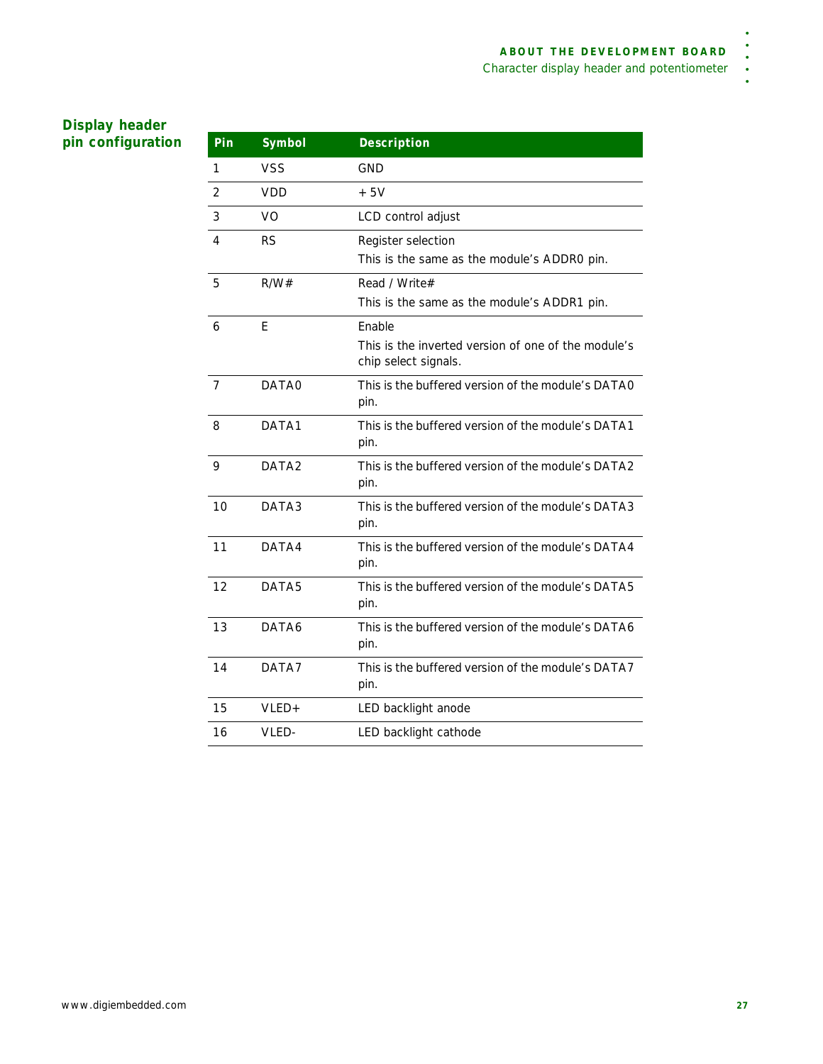## Display header pin configuration

| Pin | Symbol | Description |
|---|---|---|
| 1 | VSS | GND |
| 2 | VDD | + 5V |
| 3 | VO | LCD control adjust |
| 4 | RS | Register selection<br>This is the same as the module's ADDR0 pin. |
| 5 | R/W# | Read / Write#<br>This is the same as the module's ADDR1 pin. |
| 6 | E | Enable<br>This is the inverted version of one of the module's chip select signals. |
| 7 | DATA0 | This is the buffered version of the module's DATA0 pin. |
| 8 | DATA1 | This is the buffered version of the module's DATA1 pin. |
| 9 | DATA2 | This is the buffered version of the module's DATA2 pin. |
| 10 | DATA3 | This is the buffered version of the module's DATA3 pin. |
| 11 | DATA4 | This is the buffered version of the module's DATA4 pin. |
| 12 | DATA5 | This is the buffered version of the module's DATA5 pin. |
| 13 | DATA6 | This is the buffered version of the module's DATA6 pin. |
| 14 | DATA7 | This is the buffered version of the module's DATA7 pin. |
| 15 | VLED+ | LED backlight anode |
| 16 | VLED- | LED backlight cathode |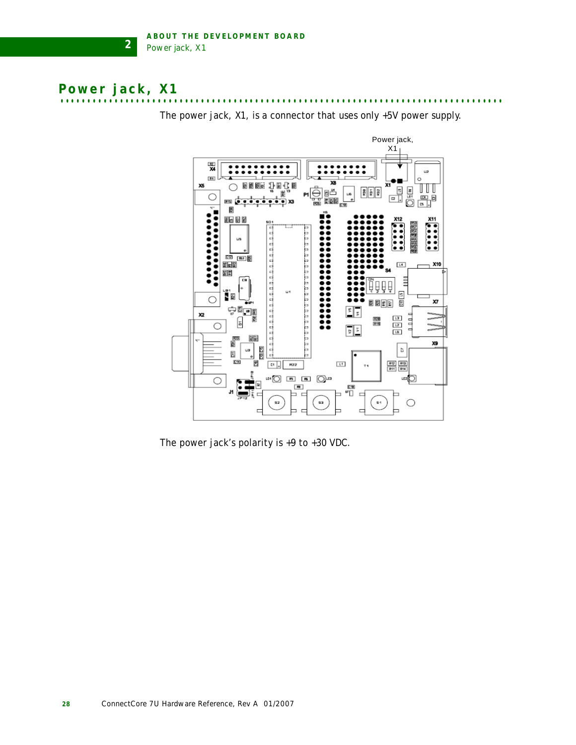## Power jack, X1

The power jack, X1, is a connector that uses only +5V power supply.

Power jack, X1

The power jack's polarity is +9 to +30 VDC.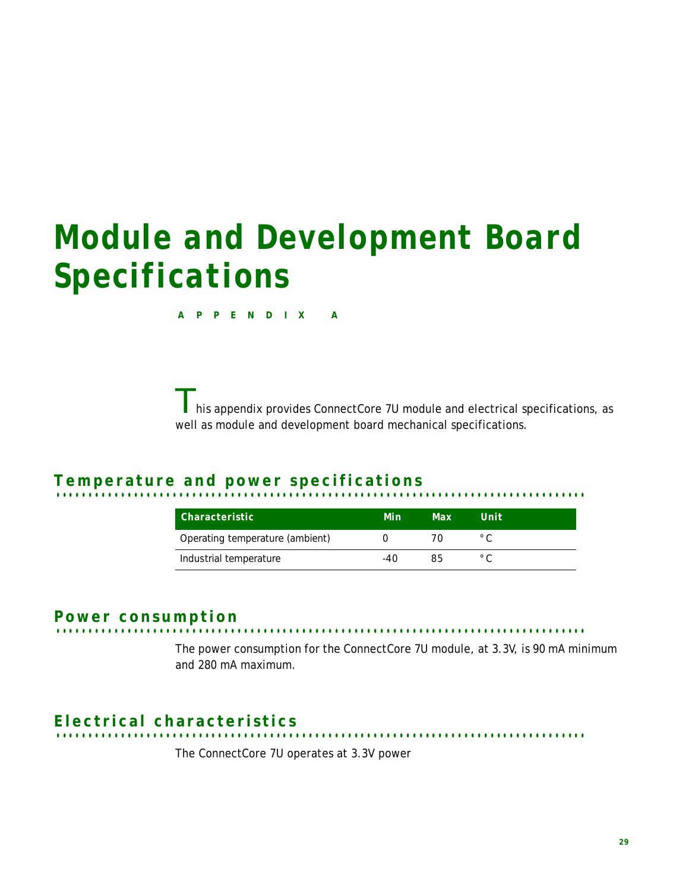# Module and Development Board Specifications

**APPENDIX A**

This appendix provides ConnectCore 7U module and electrical specifications, as well as module and development board mechanical specifications.

## Temperature and power specifications

| Characteristic | Min | Max | Unit |
|---|---|---|---|
| Operating temperature (ambient) | 0 | 70 | ° C |
| Industrial temperature | -40 | 85 | ° C |

## Power consumption

The power consumption for the ConnectCore 7U module, at 3.3V, is 90 mA minimum and 280 mA maximum.

## Electrical characteristics

The ConnectCore 7U operates at 3.3V power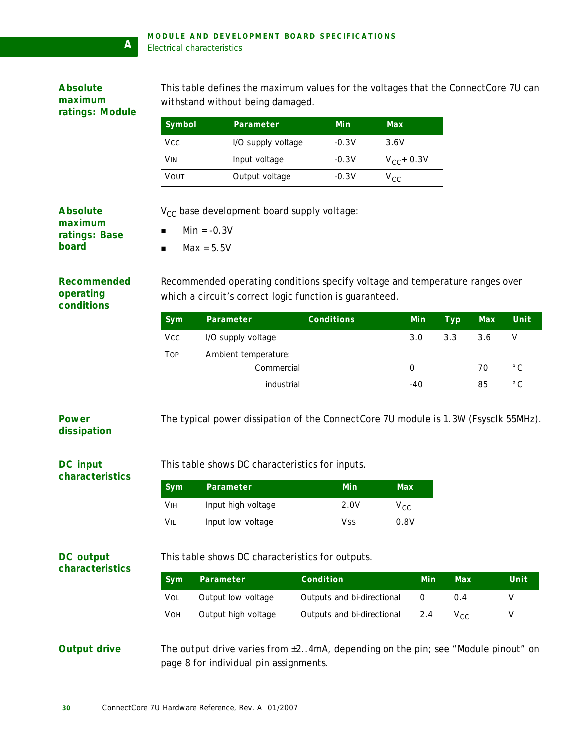## Absolute maximum ratings: Module

This table defines the maximum values for the voltages that the ConnectCore 7U can withstand without being damaged.

| Symbol | Parameter | Min | Max |
|---|---|---|---|
| $V_{CC}$ | I/O supply voltage | -0.3V | 3.6V |
| $V_{IN}$ | Input voltage | -0.3V | $V_{CC}$+ 0.3V |
| $V_{OUT}$ | Output voltage | -0.3V | $V_{CC}$ |

## Absolute maximum ratings: Base board

$V_{CC}$ base development board supply voltage:

- Min = -0.3V
- Max = 5.5V

## Recommended operating conditions

Recommended operating conditions specify voltage and temperature ranges over which a circuit's correct logic function is guaranteed.

| Sym | Parameter | Conditions | Min | Typ | Max | Unit |
|---|---|---|---|---|---|---|
| $V_{CC}$ | I/O supply voltage | | 3.0 | 3.3 | 3.6 | V |
| $T_{OP}$ | Ambient temperature: | | | | | |
| | | Commercial | 0 | | 70 | °C |
| | | industrial | -40 | | 85 | °C |

## Power dissipation

The typical power dissipation of the ConnectCore 7U module is 1.3W (Fsysclk 55MHz).

## DC input characteristics

This table shows DC characteristics for inputs.

| Sym | Parameter | Min | Max |
|---|---|---|---|
| $V_{IH}$ | Input high voltage | 2.0V | $V_{CC}$ |
| $V_{IL}$ | Input low voltage | $V_{SS}$ | 0.8V |

## DC output characteristics

This table shows DC characteristics for outputs.

| Sym | Parameter | Condition | Min | Max | Unit |
|---|---|---|---|---|---|
| $V_{OL}$ | Output low voltage | Outputs and bi-directional | 0 | 0.4 | V |
| $V_{OH}$ | Output high voltage | Outputs and bi-directional | 2.4 | $V_{CC}$ | V |

## Output drive

The output drive varies from ±2..4mA, depending on the pin; see "Module pinout" on page 8 for individual pin assignments.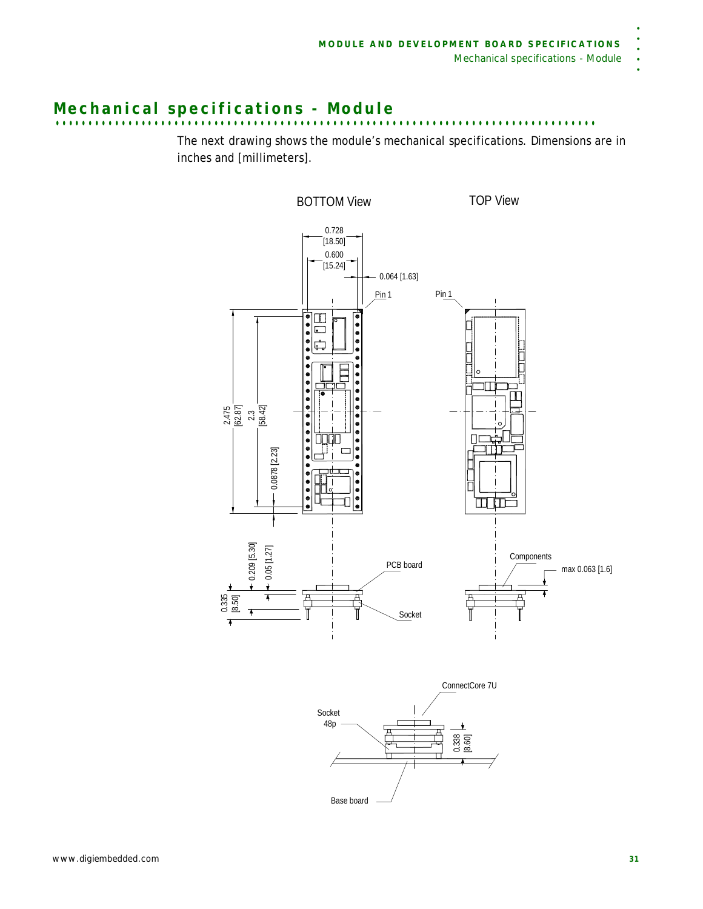# Mechanical specifications - Module

The next drawing shows the module's mechanical specifications. Dimensions are in inches and [millimeters].

BOTTOM View

TOP View

0.728 [18.50]

0.600 [15.24]

0.064 [1.63]

Pin 1

Pin 1

2.475 [62.87]

2.3 [58.42]

0.0878 [2.23]

0.209 [5.30]

0.05 [1.27]

0.335 [8.50]

PCB board

Socket

Components

max 0.063 [1.6]

ConnectCore 7U

Socket 48p

0.338 [8.60]

Base board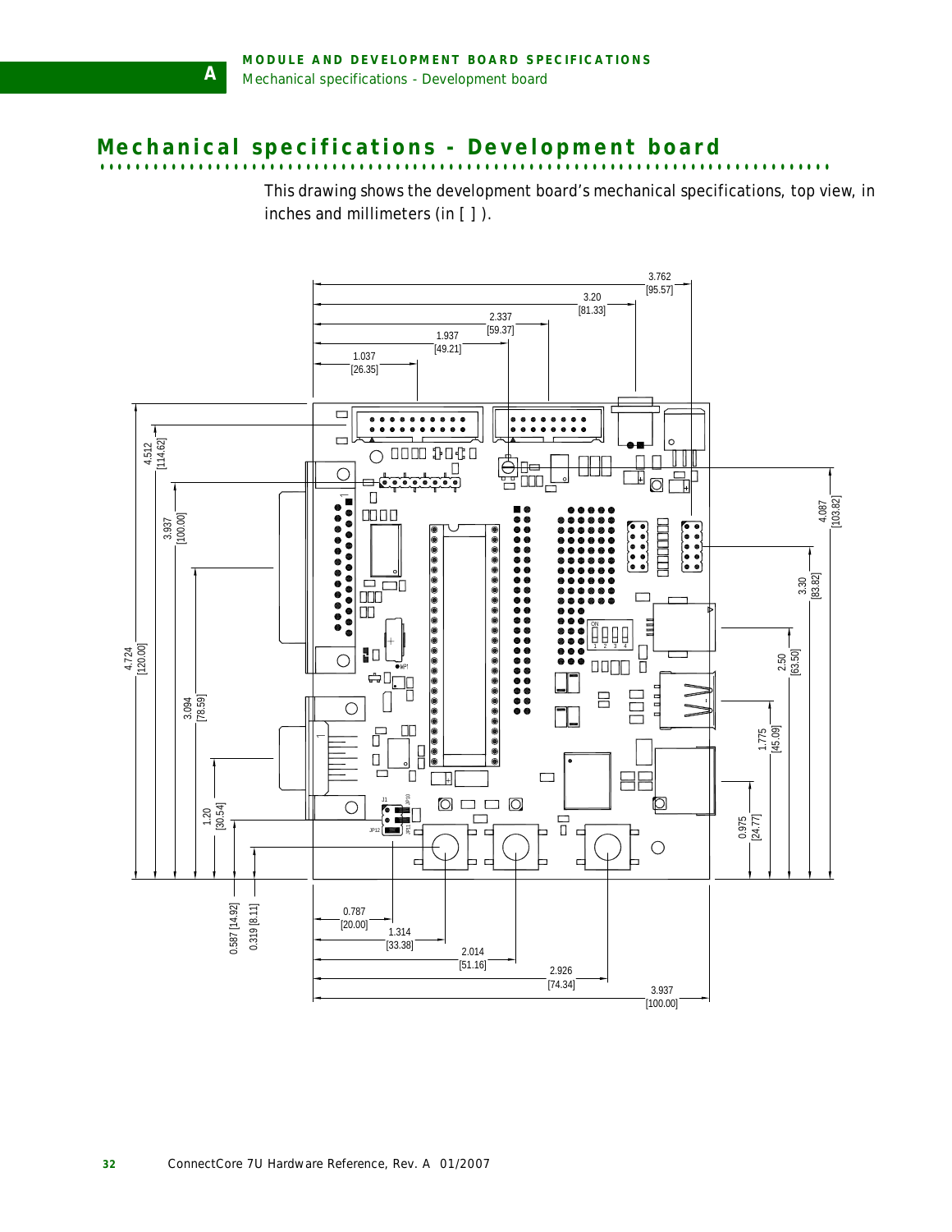## Mechanical specifications - Development board

This drawing shows the development board's mechanical specifications, top view, in inches and millimeters (in [ ] ).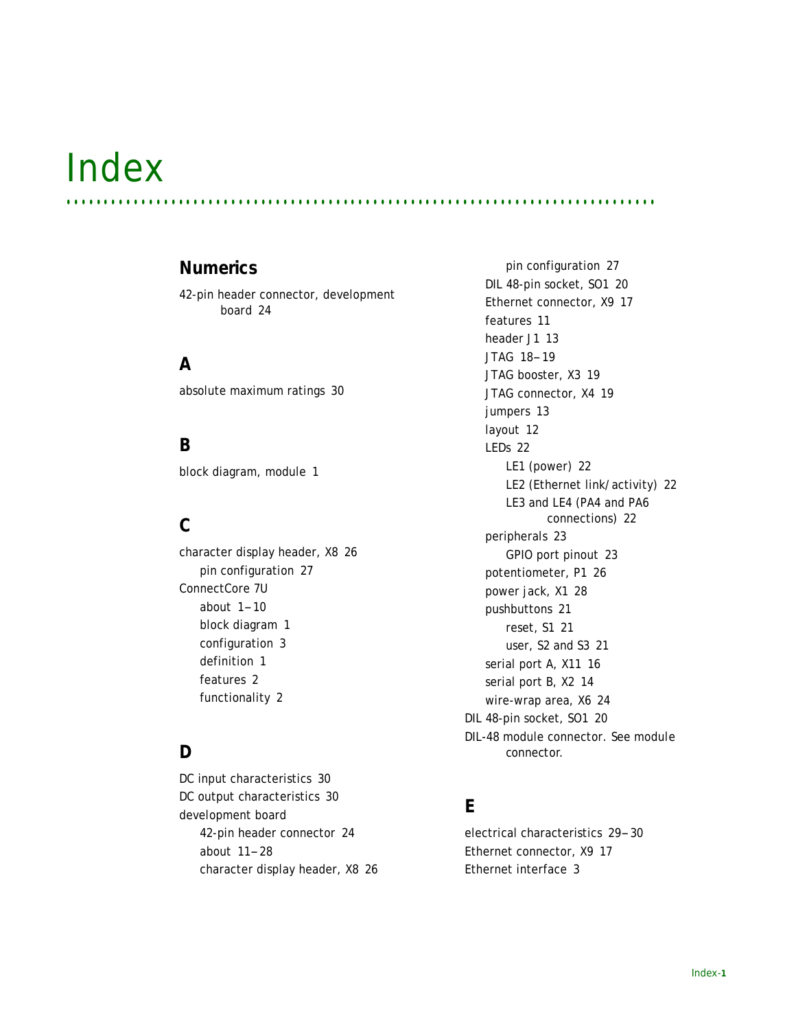# Index

## Numerics

42-pin header connector, development board 24

## A

absolute maximum ratings 30

## B

block diagram, module 1

## C

character display header, X8 26
- pin configuration 27

ConnectCore 7U
- about 1–10
- block diagram 1
- configuration 3
- definition 1
- features 2
- functionality 2

## D

DC input characteristics 30

DC output characteristics 30

development board
- 42-pin header connector 24
- about 11–28
- character display header, X8 26
    - pin configuration 27
- DIL 48-pin socket, SO1 20
- Ethernet connector, X9 17
- features 11
- header J1 13
- JTAG 18–19
- JTAG booster, X3 19
- JTAG connector, X4 19
- jumpers 13
- layout 12
- LEDs 22
    - LE1 (power) 22
    - LE2 (Ethernet link/activity) 22
    - LE3 and LE4 (PA4 and PA6 connections) 22
- peripherals 23
    - GPIO port pinout 23
- potentiometer, P1 26
- power jack, X1 28
- pushbuttons 21
    - reset, S1 21
    - user, S2 and S3 21
- serial port A, X11 16
- serial port B, X2 14
- wire-wrap area, X6 24

DIL 48-pin socket, SO1 20

DIL-48 module connector. See module connector.

## E

electrical characteristics 29–30

Ethernet connector, X9 17

Ethernet interface 3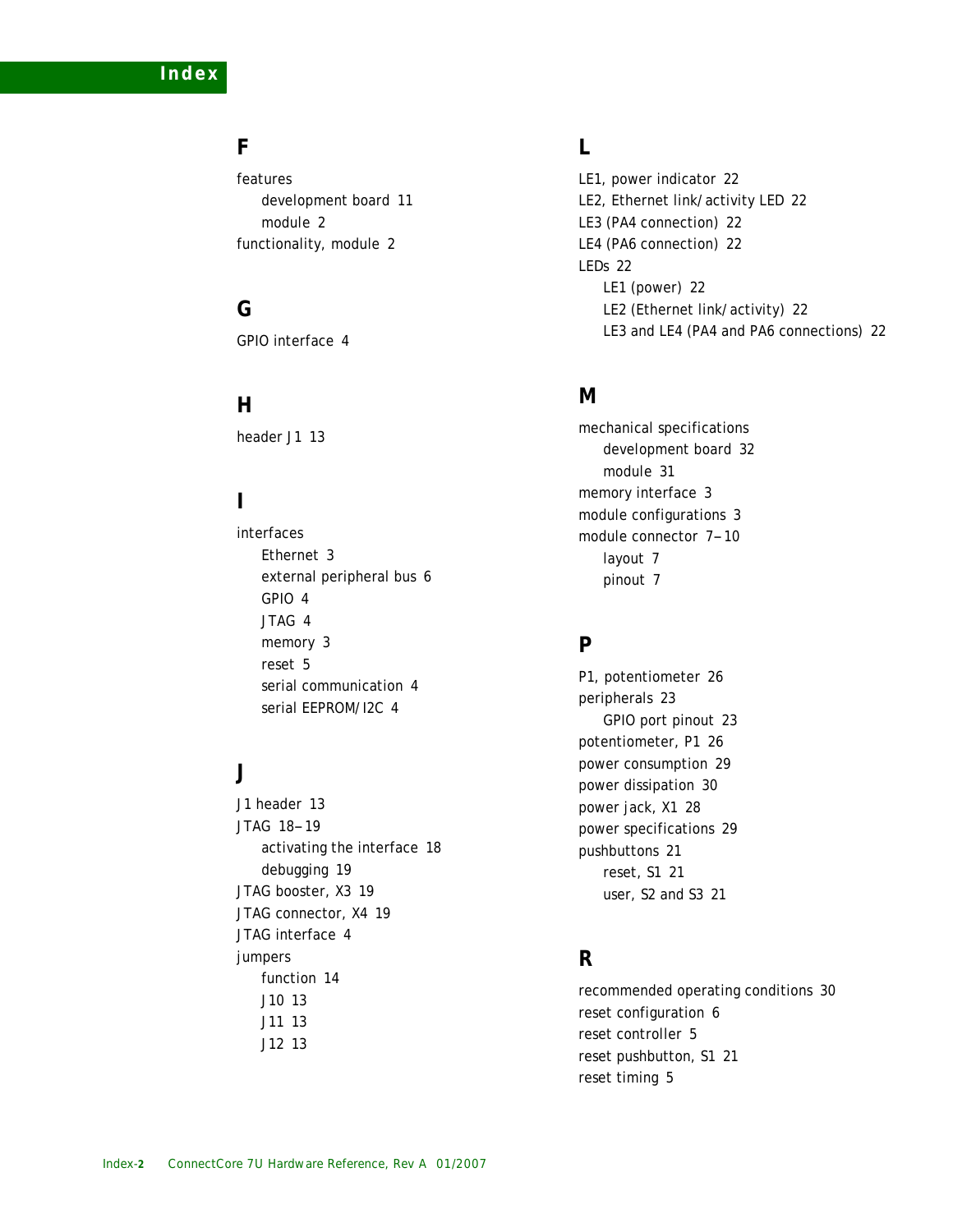# Index

## F

features
- development board 11
- module 2

functionality, module 2

## G

GPIO interface 4

## H

header J1 13

## I

interfaces
- Ethernet 3
- external peripheral bus 6
- GPIO 4
- JTAG 4
- memory 3
- reset 5
- serial communication 4
- serial EEPROM/I2C 4

## J

J1 header 13

JTAG 18–19
- activating the interface 18
- debugging 19

JTAG booster, X3 19

JTAG connector, X4 19

JTAG interface 4

jumpers
- function 14
- J10 13
- J11 13
- J12 13

## L

LE1, power indicator 22

LE2, Ethernet link/activity LED 22

LE3 (PA4 connection) 22

LE4 (PA6 connection) 22

LEDs 22
- LE1 (power) 22
- LE2 (Ethernet link/activity) 22
- LE3 and LE4 (PA4 and PA6 connections) 22

## M

mechanical specifications
- development board 32
- module 31

memory interface 3

module configurations 3

module connector 7–10
- layout 7
- pinout 7

## P

P1, potentiometer 26

peripherals 23
- GPIO port pinout 23

potentiometer, P1 26

power consumption 29

power dissipation 30

power jack, X1 28

power specifications 29

pushbuttons 21
- reset, S1 21
- user, S2 and S3 21

## R

recommended operating conditions 30

reset configuration 6

reset controller 5

reset pushbutton, S1 21

reset timing 5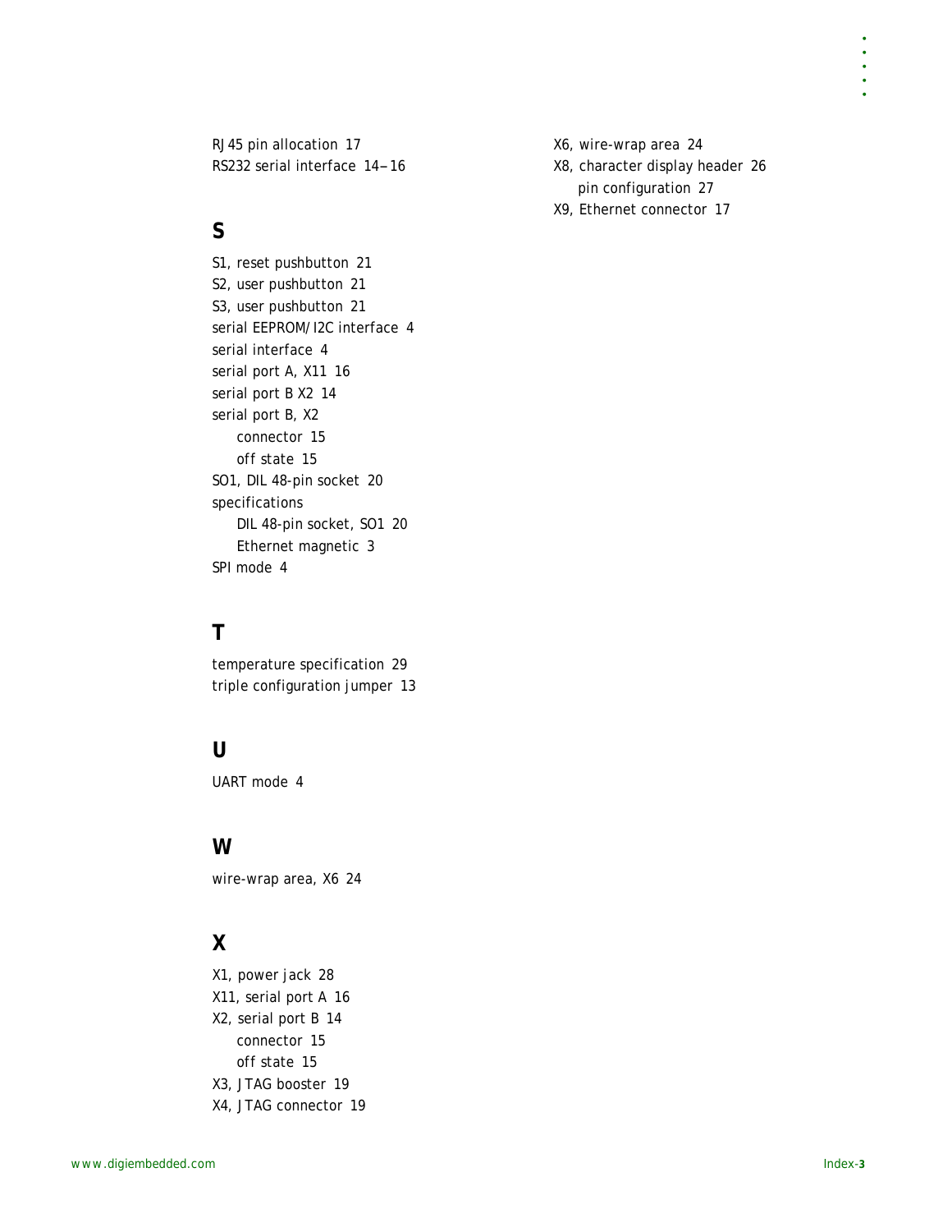RJ45 pin allocation 17
RS232 serial interface 14–16

## S

S1, reset pushbutton 21
S2, user pushbutton 21
S3, user pushbutton 21
serial EEPROM/I2C interface 4
serial interface 4
serial port A, X11 16
serial port B X2 14
serial port B, X2
  connector 15
  off state 15
SO1, DIL 48-pin socket 20
specifications
  DIL 48-pin socket, SO1 20
  Ethernet magnetic 3
SPI mode 4

## T

temperature specification 29
triple configuration jumper 13

## U

UART mode 4

## W

wire-wrap area, X6 24

## X

X1, power jack 28
X11, serial port A 16
X2, serial port B 14
  connector 15
  off state 15
X3, JTAG booster 19
X4, JTAG connector 19
X6, wire-wrap area 24
X8, character display header 26
  pin configuration 27
X9, Ethernet connector 17